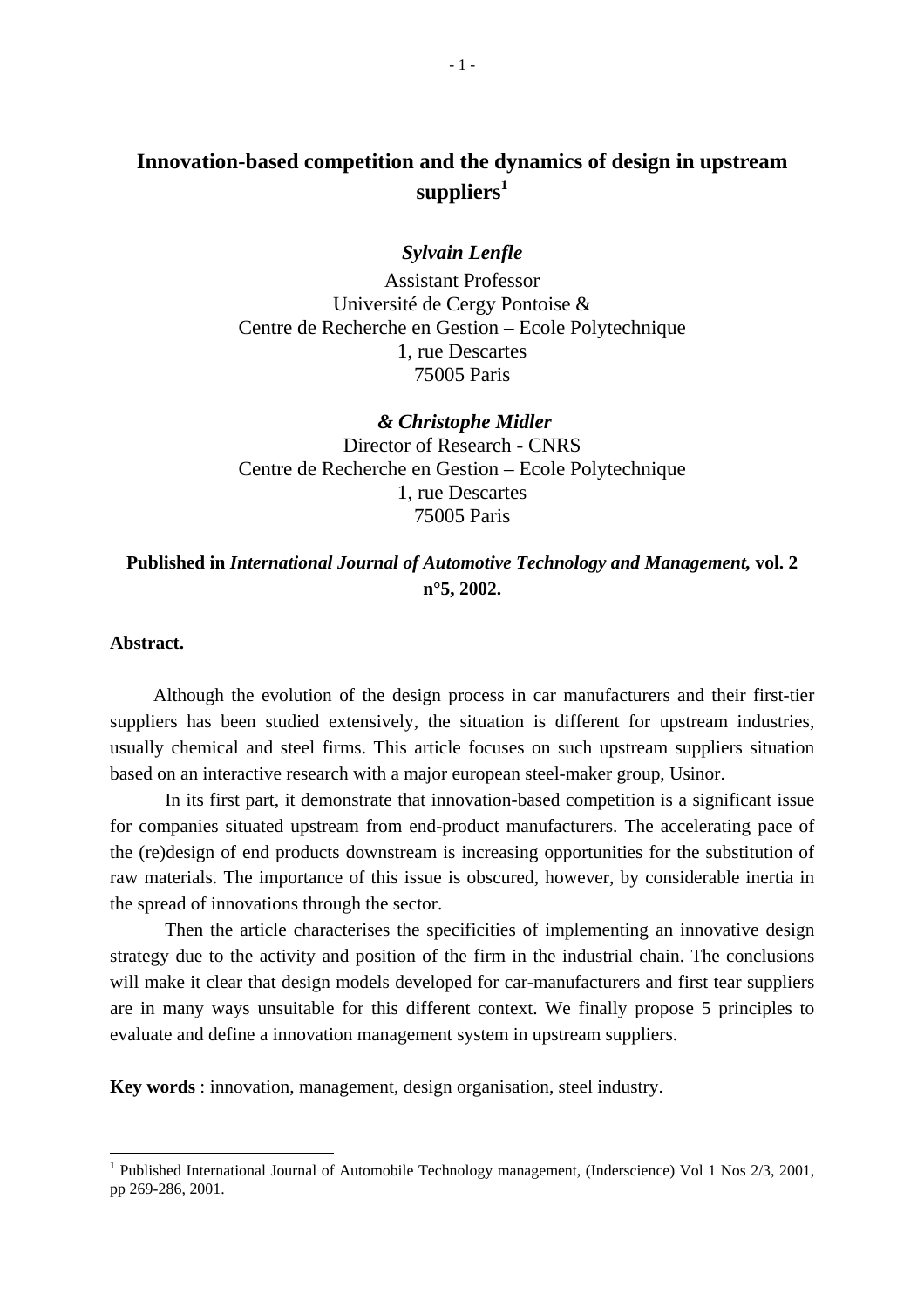# Innovation-based competition and the dynamics of design in upstream suppliers[1]

***Sylvain Lenfle***

Assistant Professor
Université de Cergy Pontoise &
Centre de Recherche en Gestion – Ecole Polytechnique
1, rue Descartes
75005 Paris

***& Christophe Midler***

Director of Research - CNRS
Centre de Recherche en Gestion – Ecole Polytechnique
1, rue Descartes
75005 Paris

**Published in *International Journal of Automotive Technology and Management,* vol. 2 n°5, 2002.**

**Abstract.**

Although the evolution of the design process in car manufacturers and their first-tier suppliers has been studied extensively, the situation is different for upstream industries, usually chemical and steel firms. This article focuses on such upstream suppliers situation based on an interactive research with a major european steel-maker group, Usinor.

In its first part, it demonstrate that innovation-based competition is a significant issue for companies situated upstream from end-product manufacturers. The accelerating pace of the (re)design of end products downstream is increasing opportunities for the substitution of raw materials. The importance of this issue is obscured, however, by considerable inertia in the spread of innovations through the sector.

Then the article characterises the specificities of implementing an innovative design strategy due to the activity and position of the firm in the industrial chain. The conclusions will make it clear that design models developed for car-manufacturers and first tear suppliers are in many ways unsuitable for this different context. We finally propose 5 principles to evaluate and define a innovation management system in upstream suppliers.

**Key words** : innovation, management, design organisation, steel industry.

[1] Published International Journal of Automobile Technology management, (Inderscience) Vol 1 Nos 2/3, 2001, pp 269-286, 2001.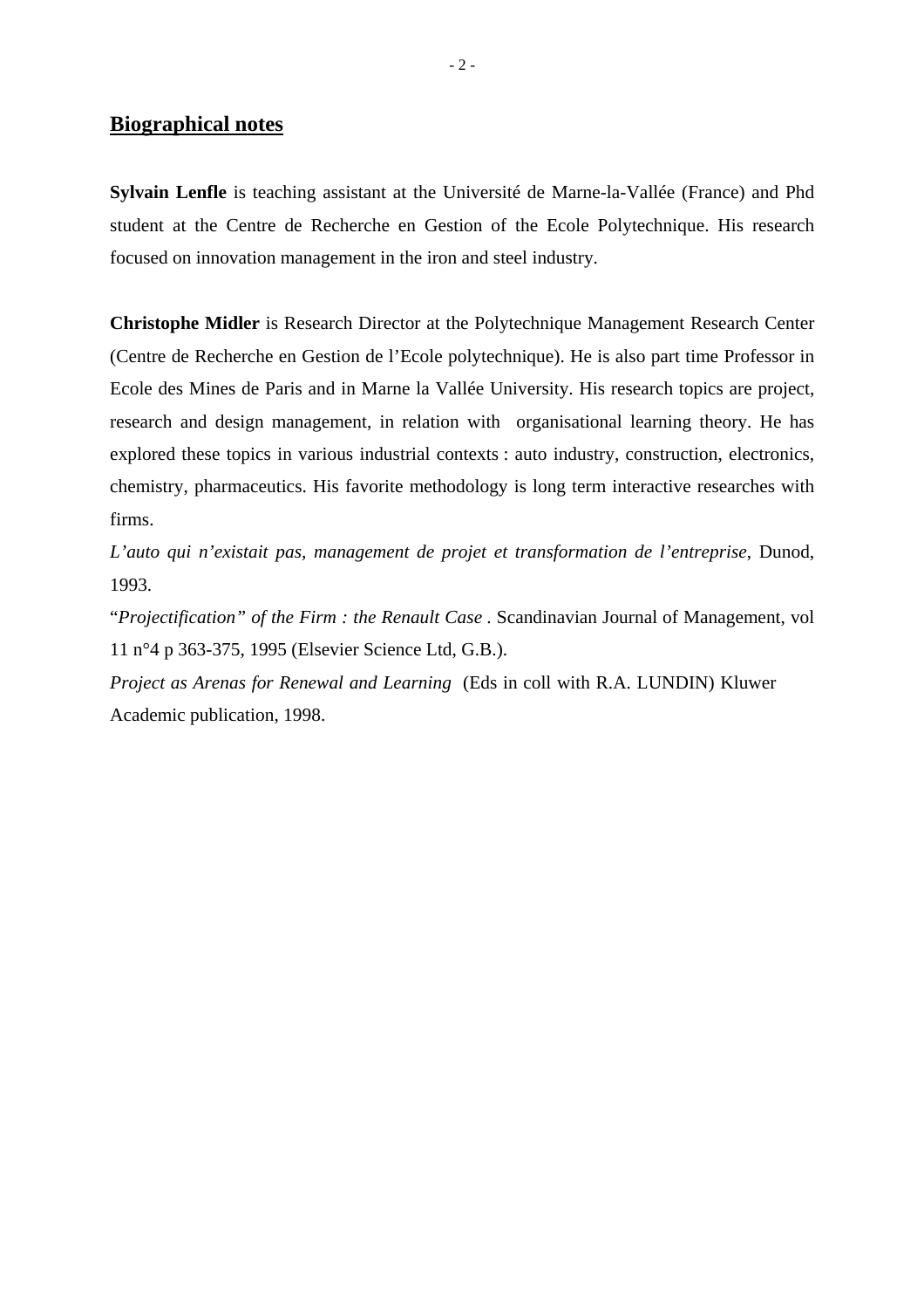## Biographical notes

**Sylvain Lenfle** is teaching assistant at the Université de Marne-la-Vallée (France) and Phd student at the Centre de Recherche en Gestion of the Ecole Polytechnique. His research focused on innovation management in the iron and steel industry.

**Christophe Midler** is Research Director at the Polytechnique Management Research Center (Centre de Recherche en Gestion de l'Ecole polytechnique). He is also part time Professor in Ecole des Mines de Paris and in Marne la Vallée University. His research topics are project, research and design management, in relation with organisational learning theory. He has explored these topics in various industrial contexts : auto industry, construction, electronics, chemistry, pharmaceutics. His favorite methodology is long term interactive researches with firms.

*L'auto qui n'existait pas, management de projet et transformation de l'entreprise*, Dunod, 1993.

"*Projectification" of the Firm : the Renault Case* . Scandinavian Journal of Management, vol 11 n°4 p 363-375, 1995 (Elsevier Science Ltd, G.B.).

*Project as Arenas for Renewal and Learning* (Eds in coll with R.A. LUNDIN) Kluwer Academic publication, 1998.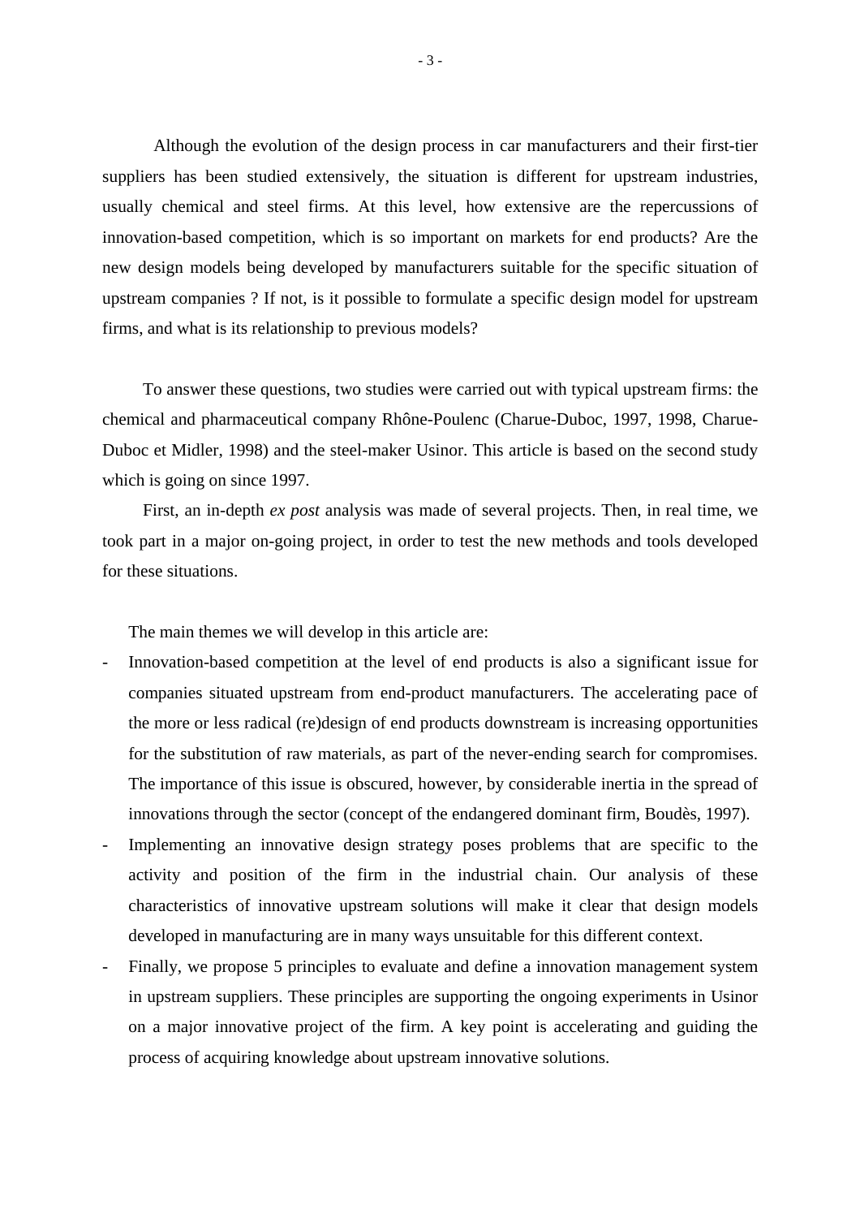Although the evolution of the design process in car manufacturers and their first-tier suppliers has been studied extensively, the situation is different for upstream industries, usually chemical and steel firms. At this level, how extensive are the repercussions of innovation-based competition, which is so important on markets for end products? Are the new design models being developed by manufacturers suitable for the specific situation of upstream companies ? If not, is it possible to formulate a specific design model for upstream firms, and what is its relationship to previous models?

To answer these questions, two studies were carried out with typical upstream firms: the chemical and pharmaceutical company Rhône-Poulenc (Charue-Duboc, 1997, 1998, Charue-Duboc et Midler, 1998) and the steel-maker Usinor. This article is based on the second study which is going on since 1997.

First, an in-depth *ex post* analysis was made of several projects. Then, in real time, we took part in a major on-going project, in order to test the new methods and tools developed for these situations.

The main themes we will develop in this article are:

- Innovation-based competition at the level of end products is also a significant issue for companies situated upstream from end-product manufacturers. The accelerating pace of the more or less radical (re)design of end products downstream is increasing opportunities for the substitution of raw materials, as part of the never-ending search for compromises. The importance of this issue is obscured, however, by considerable inertia in the spread of innovations through the sector (concept of the endangered dominant firm, Boudès, 1997).
- Implementing an innovative design strategy poses problems that are specific to the activity and position of the firm in the industrial chain. Our analysis of these characteristics of innovative upstream solutions will make it clear that design models developed in manufacturing are in many ways unsuitable for this different context.
- Finally, we propose 5 principles to evaluate and define a innovation management system in upstream suppliers. These principles are supporting the ongoing experiments in Usinor on a major innovative project of the firm. A key point is accelerating and guiding the process of acquiring knowledge about upstream innovative solutions.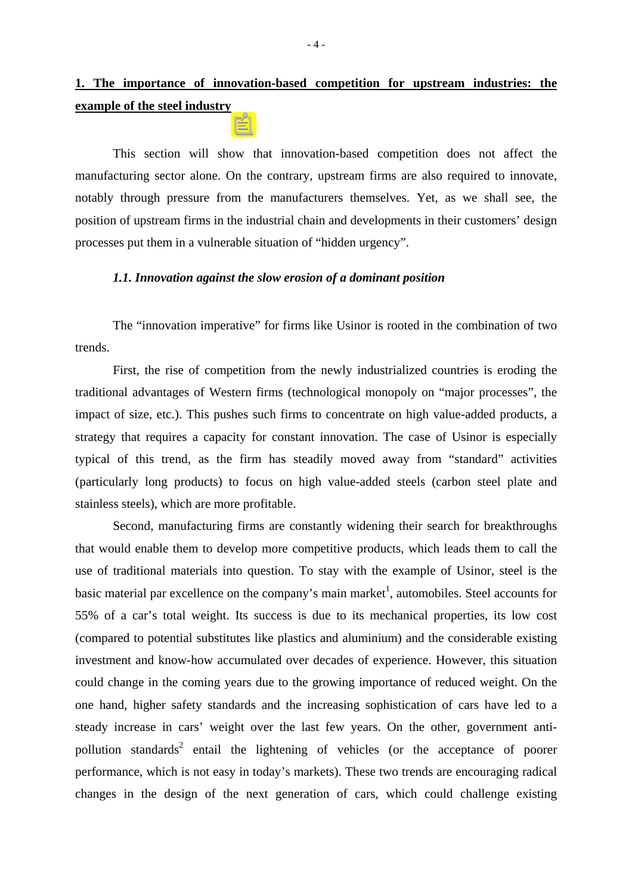## 1. The importance of innovation-based competition for upstream industries: the example of the steel industry

This section will show that innovation-based competition does not affect the manufacturing sector alone. On the contrary, upstream firms are also required to innovate, notably through pressure from the manufacturers themselves. Yet, as we shall see, the position of upstream firms in the industrial chain and developments in their customers' design processes put them in a vulnerable situation of "hidden urgency".

### *1.1. Innovation against the slow erosion of a dominant position*

The "innovation imperative" for firms like Usinor is rooted in the combination of two trends.

First, the rise of competition from the newly industrialized countries is eroding the traditional advantages of Western firms (technological monopoly on "major processes", the impact of size, etc.). This pushes such firms to concentrate on high value-added products, a strategy that requires a capacity for constant innovation. The case of Usinor is especially typical of this trend, as the firm has steadily moved away from "standard" activities (particularly long products) to focus on high value-added steels (carbon steel plate and stainless steels), which are more profitable.

Second, manufacturing firms are constantly widening their search for breakthroughs that would enable them to develop more competitive products, which leads them to call the use of traditional materials into question. To stay with the example of Usinor, steel is the basic material par excellence on the company's main market[1], automobiles. Steel accounts for 55% of a car's total weight. Its success is due to its mechanical properties, its low cost (compared to potential substitutes like plastics and aluminium) and the considerable existing investment and know-how accumulated over decades of experience. However, this situation could change in the coming years due to the growing importance of reduced weight. On the one hand, higher safety standards and the increasing sophistication of cars have led to a steady increase in cars' weight over the last few years. On the other, government anti-pollution standards[2] entail the lightening of vehicles (or the acceptance of poorer performance, which is not easy in today's markets). These two trends are encouraging radical changes in the design of the next generation of cars, which could challenge existing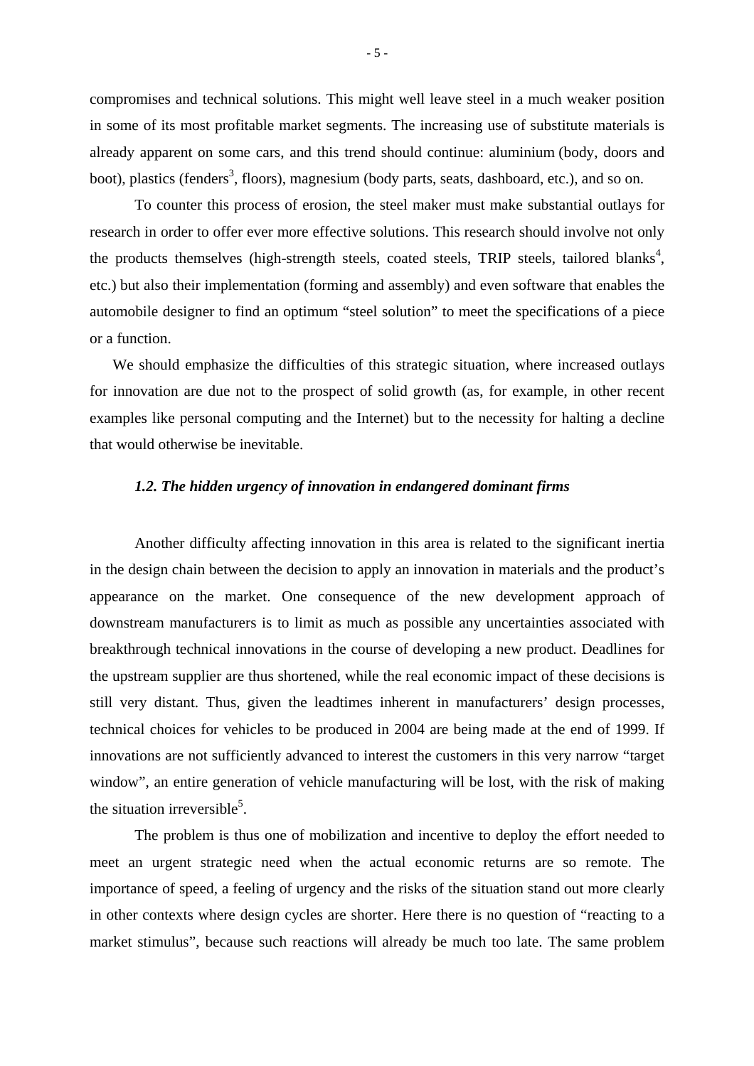compromises and technical solutions. This might well leave steel in a much weaker position in some of its most profitable market segments. The increasing use of substitute materials is already apparent on some cars, and this trend should continue: aluminium (body, doors and boot), plastics (fenders[3], floors), magnesium (body parts, seats, dashboard, etc.), and so on.

To counter this process of erosion, the steel maker must make substantial outlays for research in order to offer ever more effective solutions. This research should involve not only the products themselves (high-strength steels, coated steels, TRIP steels, tailored blanks[4], etc.) but also their implementation (forming and assembly) and even software that enables the automobile designer to find an optimum "steel solution" to meet the specifications of a piece or a function.

We should emphasize the difficulties of this strategic situation, where increased outlays for innovation are due not to the prospect of solid growth (as, for example, in other recent examples like personal computing and the Internet) but to the necessity for halting a decline that would otherwise be inevitable.

### *1.2. The hidden urgency of innovation in endangered dominant firms*

Another difficulty affecting innovation in this area is related to the significant inertia in the design chain between the decision to apply an innovation in materials and the product's appearance on the market. One consequence of the new development approach of downstream manufacturers is to limit as much as possible any uncertainties associated with breakthrough technical innovations in the course of developing a new product. Deadlines for the upstream supplier are thus shortened, while the real economic impact of these decisions is still very distant. Thus, given the leadtimes inherent in manufacturers' design processes, technical choices for vehicles to be produced in 2004 are being made at the end of 1999. If innovations are not sufficiently advanced to interest the customers in this very narrow "target window", an entire generation of vehicle manufacturing will be lost, with the risk of making the situation irreversible[5].

The problem is thus one of mobilization and incentive to deploy the effort needed to meet an urgent strategic need when the actual economic returns are so remote. The importance of speed, a feeling of urgency and the risks of the situation stand out more clearly in other contexts where design cycles are shorter. Here there is no question of "reacting to a market stimulus", because such reactions will already be much too late. The same problem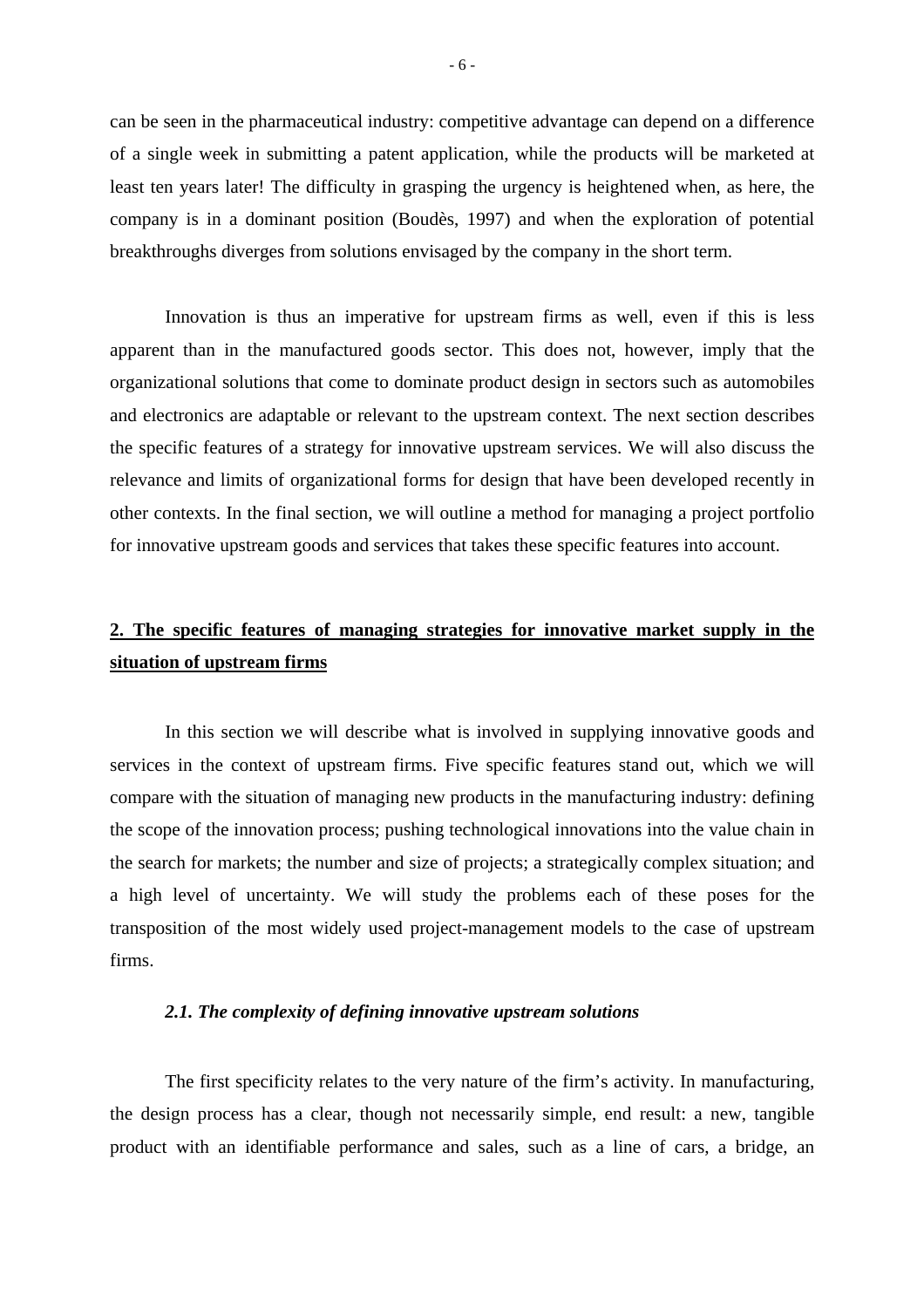can be seen in the pharmaceutical industry: competitive advantage can depend on a difference of a single week in submitting a patent application, while the products will be marketed at least ten years later! The difficulty in grasping the urgency is heightened when, as here, the company is in a dominant position (Boudès, 1997) and when the exploration of potential breakthroughs diverges from solutions envisaged by the company in the short term.

Innovation is thus an imperative for upstream firms as well, even if this is less apparent than in the manufactured goods sector. This does not, however, imply that the organizational solutions that come to dominate product design in sectors such as automobiles and electronics are adaptable or relevant to the upstream context. The next section describes the specific features of a strategy for innovative upstream services. We will also discuss the relevance and limits of organizational forms for design that have been developed recently in other contexts. In the final section, we will outline a method for managing a project portfolio for innovative upstream goods and services that takes these specific features into account.

## 2. The specific features of managing strategies for innovative market supply in the situation of upstream firms

In this section we will describe what is involved in supplying innovative goods and services in the context of upstream firms. Five specific features stand out, which we will compare with the situation of managing new products in the manufacturing industry: defining the scope of the innovation process; pushing technological innovations into the value chain in the search for markets; the number and size of projects; a strategically complex situation; and a high level of uncertainty. We will study the problems each of these poses for the transposition of the most widely used project-management models to the case of upstream firms.

### *2.1. The complexity of defining innovative upstream solutions*

The first specificity relates to the very nature of the firm's activity. In manufacturing, the design process has a clear, though not necessarily simple, end result: a new, tangible product with an identifiable performance and sales, such as a line of cars, a bridge, an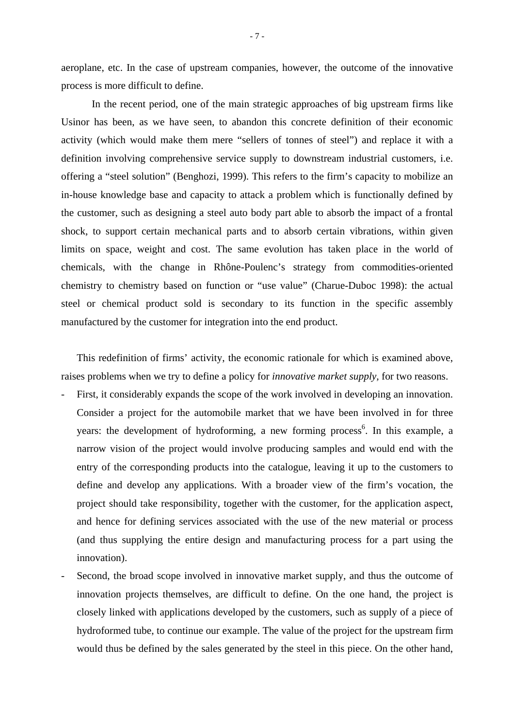aeroplane, etc. In the case of upstream companies, however, the outcome of the innovative process is more difficult to define.

In the recent period, one of the main strategic approaches of big upstream firms like Usinor has been, as we have seen, to abandon this concrete definition of their economic activity (which would make them mere "sellers of tonnes of steel") and replace it with a definition involving comprehensive service supply to downstream industrial customers, i.e. offering a "steel solution" (Benghozi, 1999). This refers to the firm's capacity to mobilize an in-house knowledge base and capacity to attack a problem which is functionally defined by the customer, such as designing a steel auto body part able to absorb the impact of a frontal shock, to support certain mechanical parts and to absorb certain vibrations, within given limits on space, weight and cost. The same evolution has taken place in the world of chemicals, with the change in Rhône-Poulenc's strategy from commodities-oriented chemistry to chemistry based on function or "use value" (Charue-Duboc 1998): the actual steel or chemical product sold is secondary to its function in the specific assembly manufactured by the customer for integration into the end product.

This redefinition of firms' activity, the economic rationale for which is examined above, raises problems when we try to define a policy for *innovative market supply*, for two reasons.

- First, it considerably expands the scope of the work involved in developing an innovation. Consider a project for the automobile market that we have been involved in for three years: the development of hydroforming, a new forming process[6]. In this example, a narrow vision of the project would involve producing samples and would end with the entry of the corresponding products into the catalogue, leaving it up to the customers to define and develop any applications. With a broader view of the firm's vocation, the project should take responsibility, together with the customer, for the application aspect, and hence for defining services associated with the use of the new material or process (and thus supplying the entire design and manufacturing process for a part using the innovation).
- Second, the broad scope involved in innovative market supply, and thus the outcome of innovation projects themselves, are difficult to define. On the one hand, the project is closely linked with applications developed by the customers, such as supply of a piece of hydroformed tube, to continue our example. The value of the project for the upstream firm would thus be defined by the sales generated by the steel in this piece. On the other hand,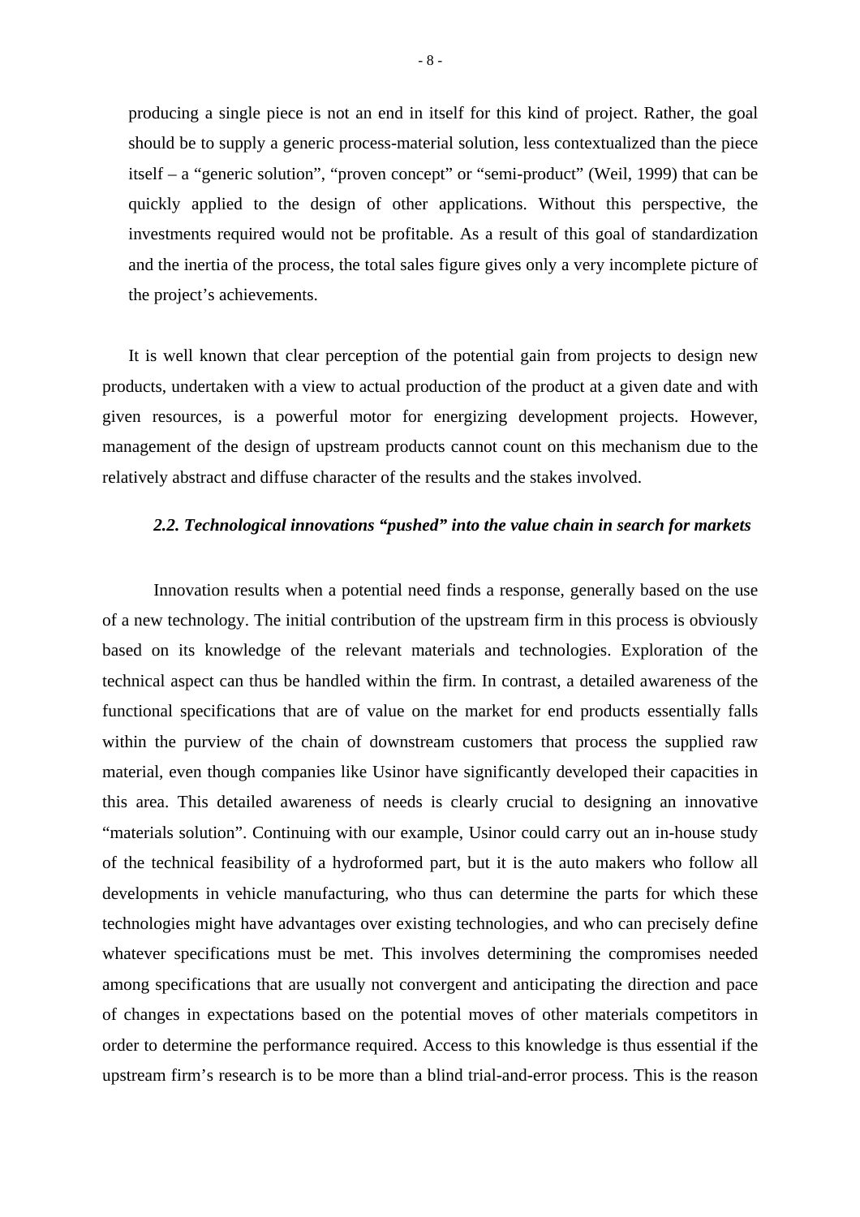producing a single piece is not an end in itself for this kind of project. Rather, the goal should be to supply a generic process-material solution, less contextualized than the piece itself – a "generic solution", "proven concept" or "semi-product" (Weil, 1999) that can be quickly applied to the design of other applications. Without this perspective, the investments required would not be profitable. As a result of this goal of standardization and the inertia of the process, the total sales figure gives only a very incomplete picture of the project's achievements.

It is well known that clear perception of the potential gain from projects to design new products, undertaken with a view to actual production of the product at a given date and with given resources, is a powerful motor for energizing development projects. However, management of the design of upstream products cannot count on this mechanism due to the relatively abstract and diffuse character of the results and the stakes involved.

### *2.2. Technological innovations "pushed" into the value chain in search for markets*

Innovation results when a potential need finds a response, generally based on the use of a new technology. The initial contribution of the upstream firm in this process is obviously based on its knowledge of the relevant materials and technologies. Exploration of the technical aspect can thus be handled within the firm. In contrast, a detailed awareness of the functional specifications that are of value on the market for end products essentially falls within the purview of the chain of downstream customers that process the supplied raw material, even though companies like Usinor have significantly developed their capacities in this area. This detailed awareness of needs is clearly crucial to designing an innovative "materials solution". Continuing with our example, Usinor could carry out an in-house study of the technical feasibility of a hydroformed part, but it is the auto makers who follow all developments in vehicle manufacturing, who thus can determine the parts for which these technologies might have advantages over existing technologies, and who can precisely define whatever specifications must be met. This involves determining the compromises needed among specifications that are usually not convergent and anticipating the direction and pace of changes in expectations based on the potential moves of other materials competitors in order to determine the performance required. Access to this knowledge is thus essential if the upstream firm's research is to be more than a blind trial-and-error process. This is the reason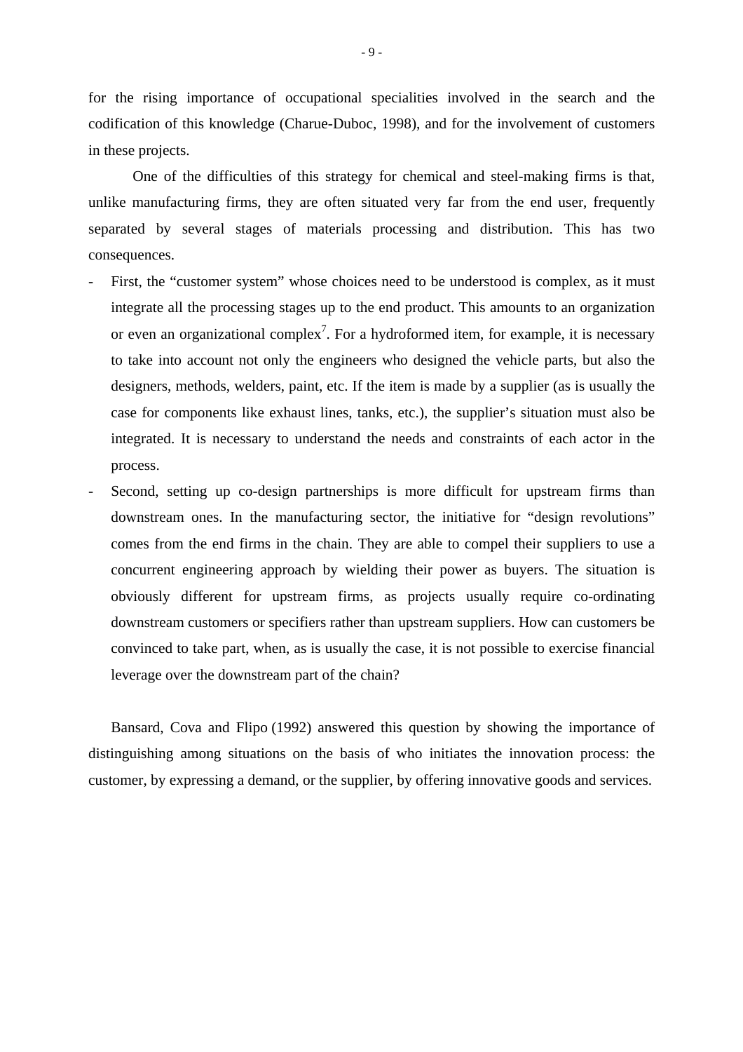for the rising importance of occupational specialities involved in the search and the codification of this knowledge (Charue-Duboc, 1998), and for the involvement of customers in these projects.

One of the difficulties of this strategy for chemical and steel-making firms is that, unlike manufacturing firms, they are often situated very far from the end user, frequently separated by several stages of materials processing and distribution. This has two consequences.

- First, the "customer system" whose choices need to be understood is complex, as it must integrate all the processing stages up to the end product. This amounts to an organization or even an organizational complex[7]. For a hydroformed item, for example, it is necessary to take into account not only the engineers who designed the vehicle parts, but also the designers, methods, welders, paint, etc. If the item is made by a supplier (as is usually the case for components like exhaust lines, tanks, etc.), the supplier's situation must also be integrated. It is necessary to understand the needs and constraints of each actor in the process.
- Second, setting up co-design partnerships is more difficult for upstream firms than downstream ones. In the manufacturing sector, the initiative for "design revolutions" comes from the end firms in the chain. They are able to compel their suppliers to use a concurrent engineering approach by wielding their power as buyers. The situation is obviously different for upstream firms, as projects usually require co-ordinating downstream customers or specifiers rather than upstream suppliers. How can customers be convinced to take part, when, as is usually the case, it is not possible to exercise financial leverage over the downstream part of the chain?

Bansard, Cova and Flipo (1992) answered this question by showing the importance of distinguishing among situations on the basis of who initiates the innovation process: the customer, by expressing a demand, or the supplier, by offering innovative goods and services.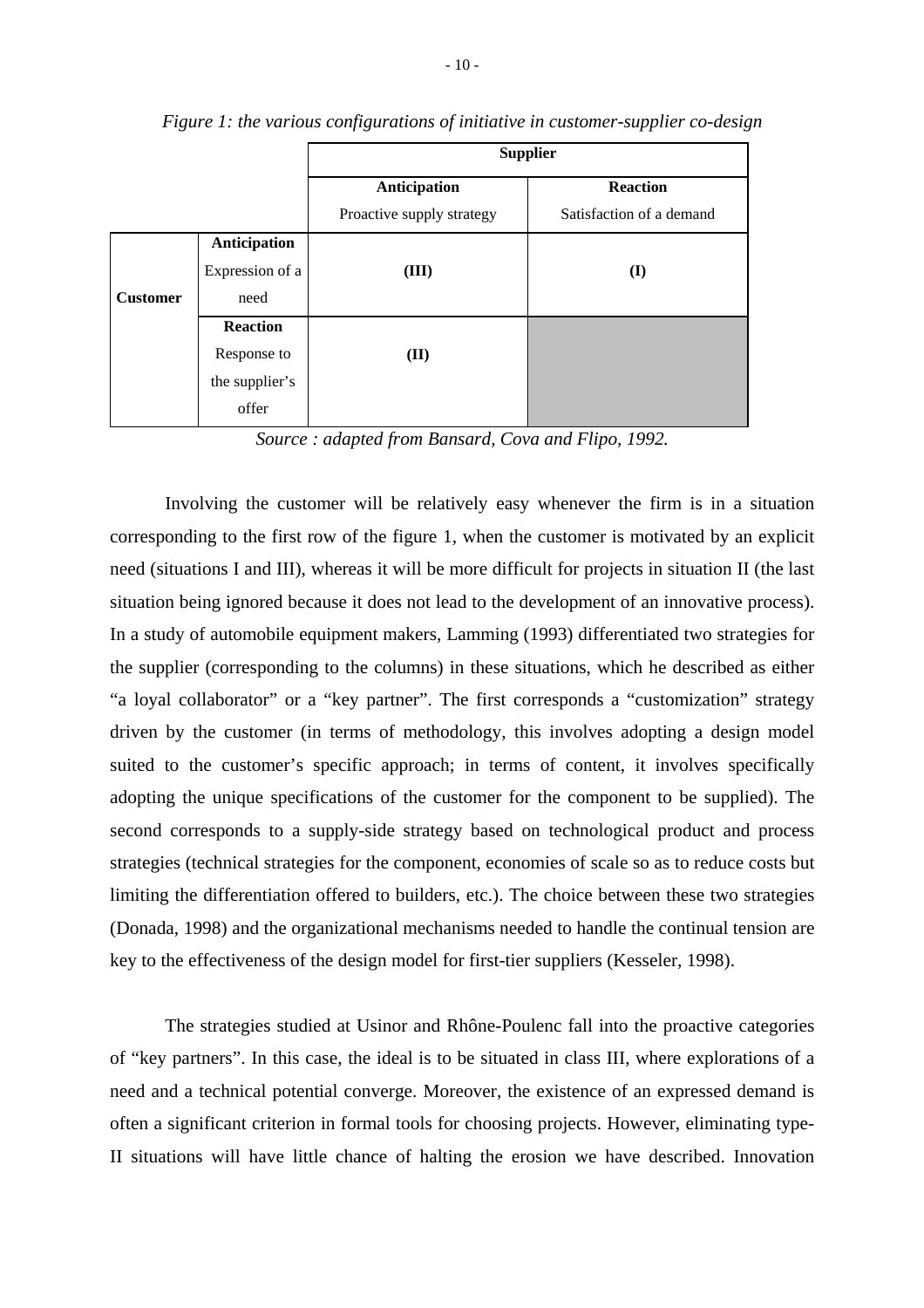*Figure 1: the various configurations of initiative in customer-supplier co-design*

| | | Supplier | |
|---|---|---|---|
| | | **Anticipation** Proactive supply strategy | **Reaction** Satisfaction of a demand |
| **Customer** | **Anticipation** Expression of a need | **(III)** | **(I)** |
| | **Reaction** Response to the supplier's offer | **(II)** | |

*Source : adapted from Bansard, Cova and Flipo, 1992.*

Involving the customer will be relatively easy whenever the firm is in a situation corresponding to the first row of the figure 1, when the customer is motivated by an explicit need (situations I and III), whereas it will be more difficult for projects in situation II (the last situation being ignored because it does not lead to the development of an innovative process). In a study of automobile equipment makers, Lamming (1993) differentiated two strategies for the supplier (corresponding to the columns) in these situations, which he described as either "a loyal collaborator" or a "key partner". The first corresponds a "customization" strategy driven by the customer (in terms of methodology, this involves adopting a design model suited to the customer's specific approach; in terms of content, it involves specifically adopting the unique specifications of the customer for the component to be supplied). The second corresponds to a supply-side strategy based on technological product and process strategies (technical strategies for the component, economies of scale so as to reduce costs but limiting the differentiation offered to builders, etc.). The choice between these two strategies (Donada, 1998) and the organizational mechanisms needed to handle the continual tension are key to the effectiveness of the design model for first-tier suppliers (Kesseler, 1998).

The strategies studied at Usinor and Rhône-Poulenc fall into the proactive categories of "key partners". In this case, the ideal is to be situated in class III, where explorations of a need and a technical potential converge. Moreover, the existence of an expressed demand is often a significant criterion in formal tools for choosing projects. However, eliminating type-II situations will have little chance of halting the erosion we have described. Innovation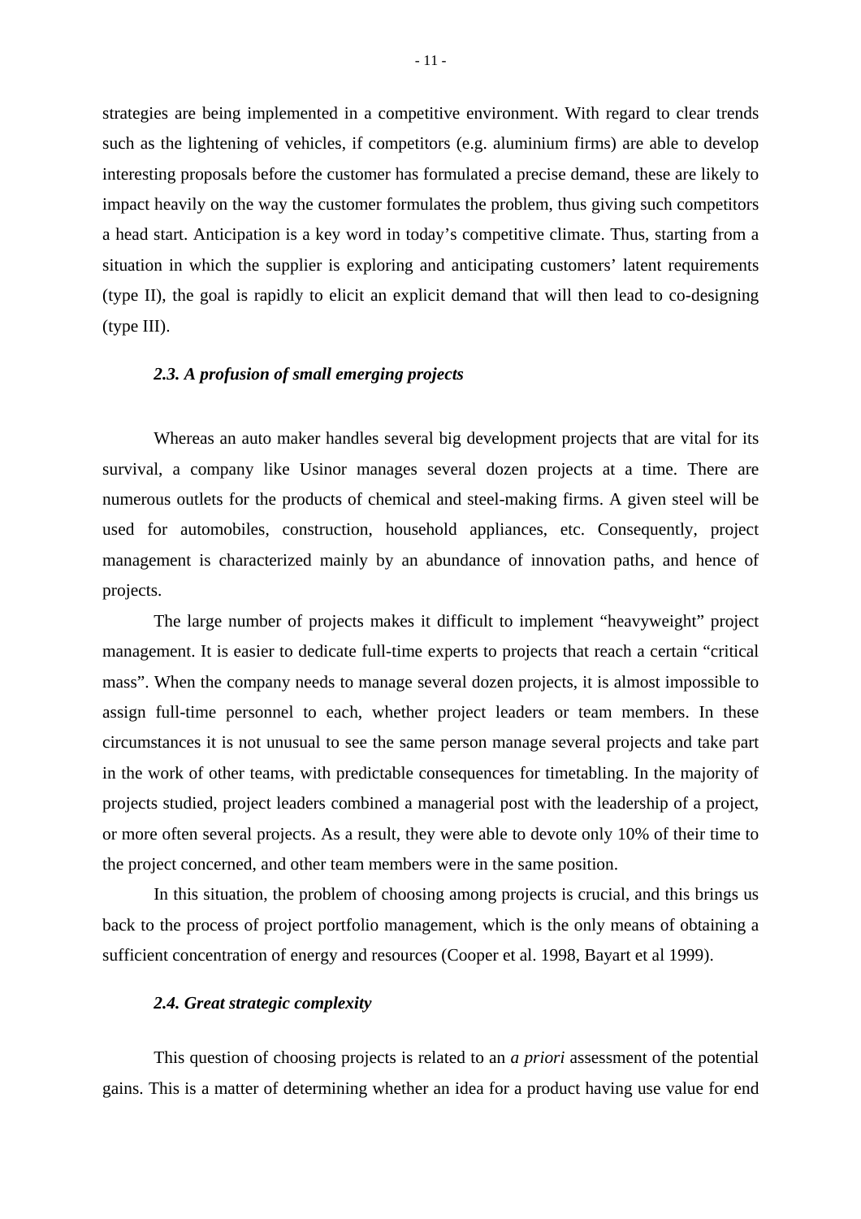strategies are being implemented in a competitive environment. With regard to clear trends such as the lightening of vehicles, if competitors (e.g. aluminium firms) are able to develop interesting proposals before the customer has formulated a precise demand, these are likely to impact heavily on the way the customer formulates the problem, thus giving such competitors a head start. Anticipation is a key word in today's competitive climate. Thus, starting from a situation in which the supplier is exploring and anticipating customers' latent requirements (type II), the goal is rapidly to elicit an explicit demand that will then lead to co-designing (type III).

### *2.3. A profusion of small emerging projects*

Whereas an auto maker handles several big development projects that are vital for its survival, a company like Usinor manages several dozen projects at a time. There are numerous outlets for the products of chemical and steel-making firms. A given steel will be used for automobiles, construction, household appliances, etc. Consequently, project management is characterized mainly by an abundance of innovation paths, and hence of projects.

The large number of projects makes it difficult to implement "heavyweight" project management. It is easier to dedicate full-time experts to projects that reach a certain "critical mass". When the company needs to manage several dozen projects, it is almost impossible to assign full-time personnel to each, whether project leaders or team members. In these circumstances it is not unusual to see the same person manage several projects and take part in the work of other teams, with predictable consequences for timetabling. In the majority of projects studied, project leaders combined a managerial post with the leadership of a project, or more often several projects. As a result, they were able to devote only 10% of their time to the project concerned, and other team members were in the same position.

In this situation, the problem of choosing among projects is crucial, and this brings us back to the process of project portfolio management, which is the only means of obtaining a sufficient concentration of energy and resources (Cooper et al. 1998, Bayart et al 1999).

### *2.4. Great strategic complexity*

This question of choosing projects is related to an *a priori* assessment of the potential gains. This is a matter of determining whether an idea for a product having use value for end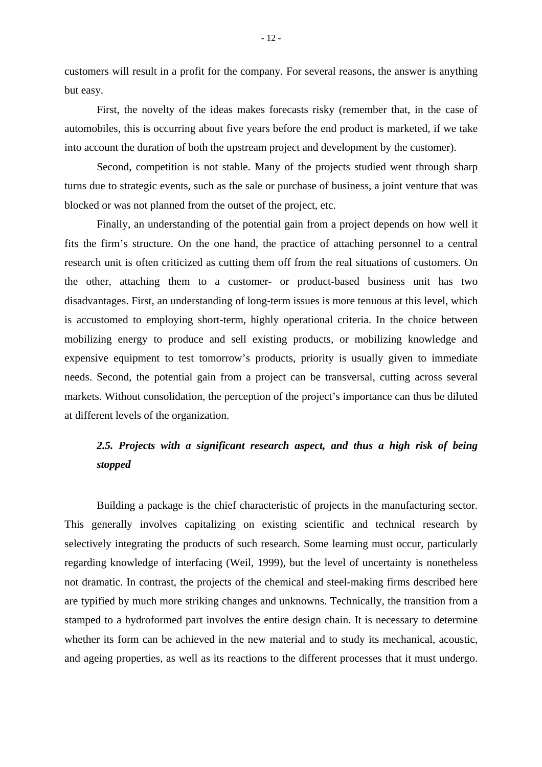customers will result in a profit for the company. For several reasons, the answer is anything but easy.

First, the novelty of the ideas makes forecasts risky (remember that, in the case of automobiles, this is occurring about five years before the end product is marketed, if we take into account the duration of both the upstream project and development by the customer).

Second, competition is not stable. Many of the projects studied went through sharp turns due to strategic events, such as the sale or purchase of business, a joint venture that was blocked or was not planned from the outset of the project, etc.

Finally, an understanding of the potential gain from a project depends on how well it fits the firm's structure. On the one hand, the practice of attaching personnel to a central research unit is often criticized as cutting them off from the real situations of customers. On the other, attaching them to a customer- or product-based business unit has two disadvantages. First, an understanding of long-term issues is more tenuous at this level, which is accustomed to employing short-term, highly operational criteria. In the choice between mobilizing energy to produce and sell existing products, or mobilizing knowledge and expensive equipment to test tomorrow's products, priority is usually given to immediate needs. Second, the potential gain from a project can be transversal, cutting across several markets. Without consolidation, the perception of the project's importance can thus be diluted at different levels of the organization.

### *2.5. Projects with a significant research aspect, and thus a high risk of being stopped*

Building a package is the chief characteristic of projects in the manufacturing sector. This generally involves capitalizing on existing scientific and technical research by selectively integrating the products of such research. Some learning must occur, particularly regarding knowledge of interfacing (Weil, 1999), but the level of uncertainty is nonetheless not dramatic. In contrast, the projects of the chemical and steel-making firms described here are typified by much more striking changes and unknowns. Technically, the transition from a stamped to a hydroformed part involves the entire design chain. It is necessary to determine whether its form can be achieved in the new material and to study its mechanical, acoustic, and ageing properties, as well as its reactions to the different processes that it must undergo.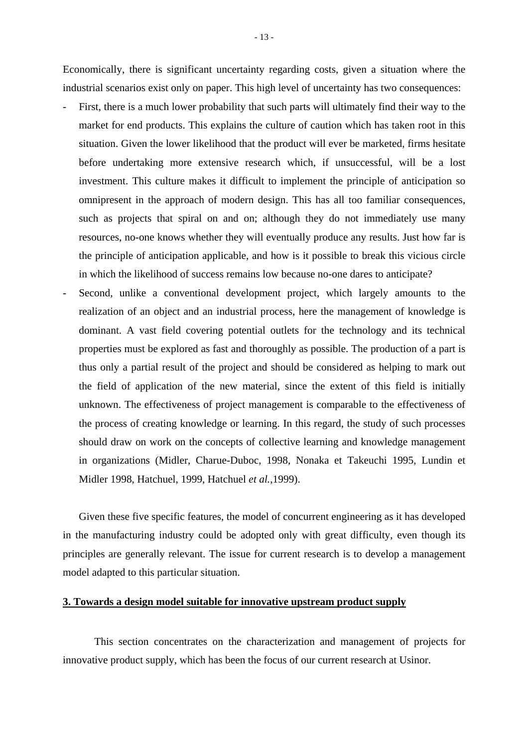Economically, there is significant uncertainty regarding costs, given a situation where the industrial scenarios exist only on paper. This high level of uncertainty has two consequences:

- First, there is a much lower probability that such parts will ultimately find their way to the market for end products. This explains the culture of caution which has taken root in this situation. Given the lower likelihood that the product will ever be marketed, firms hesitate before undertaking more extensive research which, if unsuccessful, will be a lost investment. This culture makes it difficult to implement the principle of anticipation so omnipresent in the approach of modern design. This has all too familiar consequences, such as projects that spiral on and on; although they do not immediately use many resources, no-one knows whether they will eventually produce any results. Just how far is the principle of anticipation applicable, and how is it possible to break this vicious circle in which the likelihood of success remains low because no-one dares to anticipate?
- Second, unlike a conventional development project, which largely amounts to the realization of an object and an industrial process, here the management of knowledge is dominant. A vast field covering potential outlets for the technology and its technical properties must be explored as fast and thoroughly as possible. The production of a part is thus only a partial result of the project and should be considered as helping to mark out the field of application of the new material, since the extent of this field is initially unknown. The effectiveness of project management is comparable to the effectiveness of the process of creating knowledge or learning. In this regard, the study of such processes should draw on work on the concepts of collective learning and knowledge management in organizations (Midler, Charue-Duboc, 1998, Nonaka et Takeuchi 1995, Lundin et Midler 1998, Hatchuel, 1999, Hatchuel *et al.*,1999).

Given these five specific features, the model of concurrent engineering as it has developed in the manufacturing industry could be adopted only with great difficulty, even though its principles are generally relevant. The issue for current research is to develop a management model adapted to this particular situation.

## 3. Towards a design model suitable for innovative upstream product supply

This section concentrates on the characterization and management of projects for innovative product supply, which has been the focus of our current research at Usinor.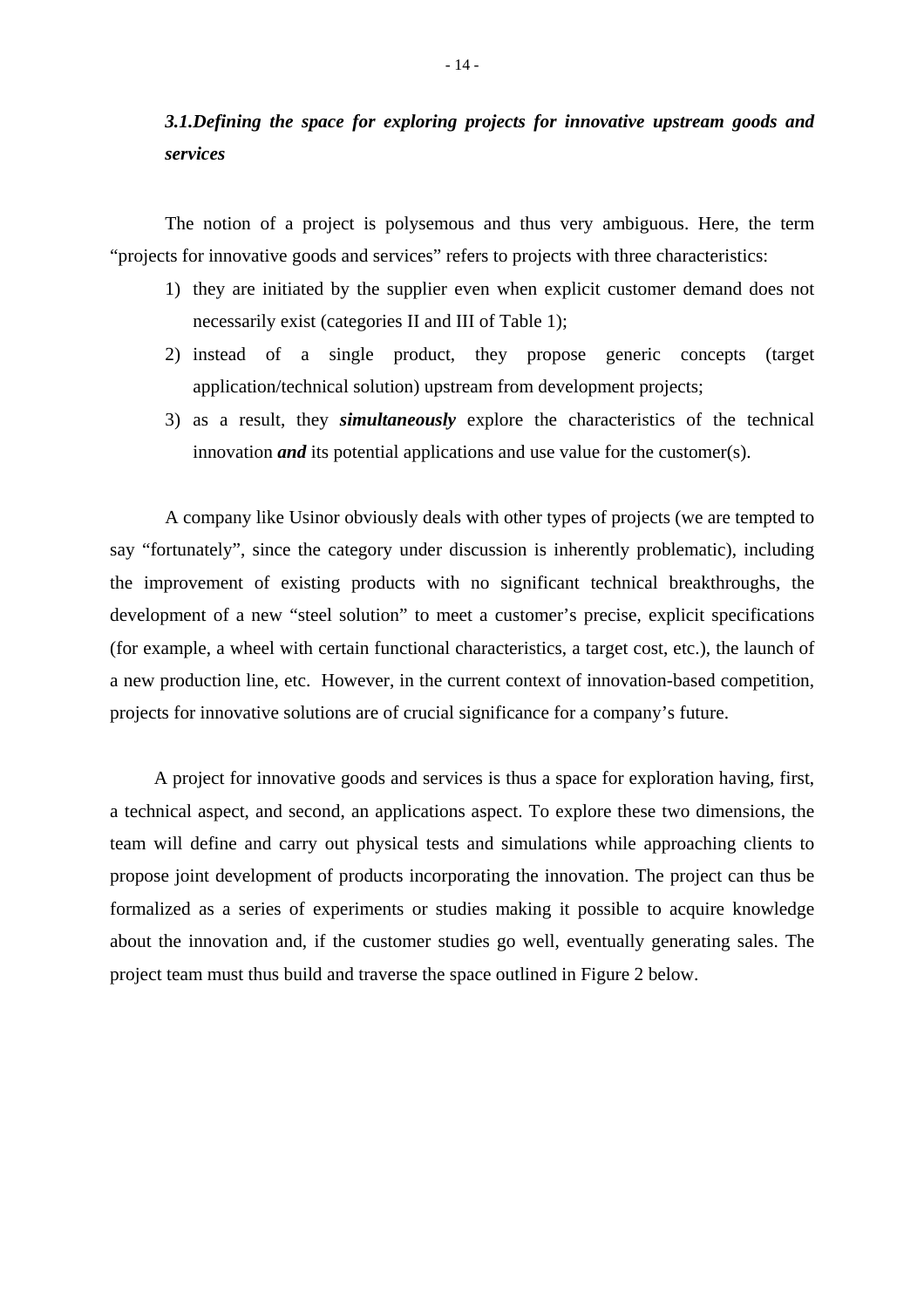### *3.1.Defining the space for exploring projects for innovative upstream goods and services*

The notion of a project is polysemous and thus very ambiguous. Here, the term "projects for innovative goods and services" refers to projects with three characteristics:

1) they are initiated by the supplier even when explicit customer demand does not necessarily exist (categories II and III of Table 1);
2) instead of a single product, they propose generic concepts (target application/technical solution) upstream from development projects;
3) as a result, they ***simultaneously*** explore the characteristics of the technical innovation ***and*** its potential applications and use value for the customer(s).

A company like Usinor obviously deals with other types of projects (we are tempted to say "fortunately", since the category under discussion is inherently problematic), including the improvement of existing products with no significant technical breakthroughs, the development of a new "steel solution" to meet a customer's precise, explicit specifications (for example, a wheel with certain functional characteristics, a target cost, etc.), the launch of a new production line, etc. However, in the current context of innovation-based competition, projects for innovative solutions are of crucial significance for a company's future.

A project for innovative goods and services is thus a space for exploration having, first, a technical aspect, and second, an applications aspect. To explore these two dimensions, the team will define and carry out physical tests and simulations while approaching clients to propose joint development of products incorporating the innovation. The project can thus be formalized as a series of experiments or studies making it possible to acquire knowledge about the innovation and, if the customer studies go well, eventually generating sales. The project team must thus build and traverse the space outlined in Figure 2 below.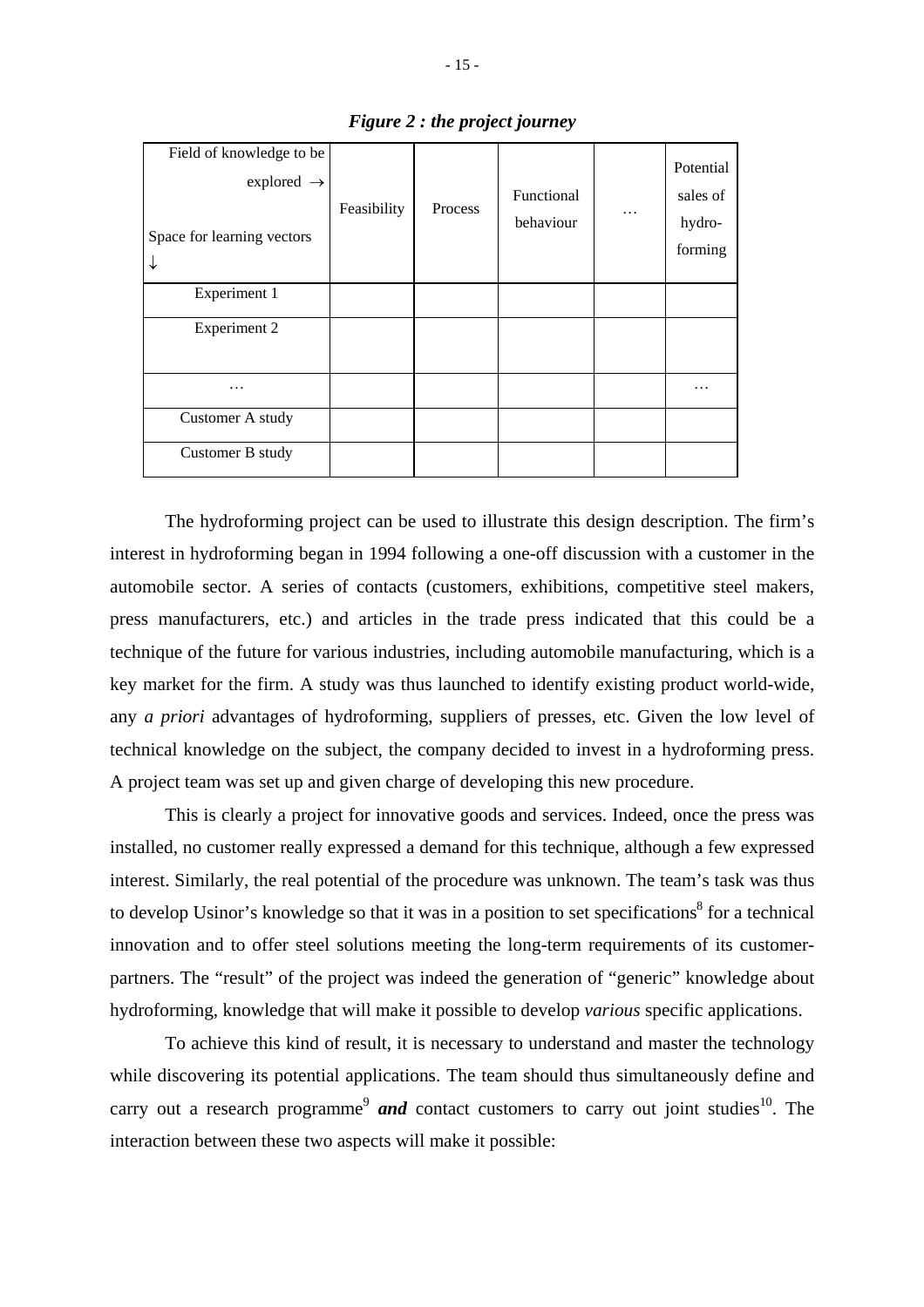***Figure 2 : the project journey***

| Field of knowledge to be explored → <br><br> Space for learning vectors ↓ | Feasibility | Process | Functional behaviour | … | Potential sales of hydro-forming |
|---|---|---|---|---|---|
| Experiment 1 | | | | | |
| Experiment 2 | | | | | |
| … | | | | | … |
| Customer A study | | | | | |
| Customer B study | | | | | |

The hydroforming project can be used to illustrate this design description. The firm's interest in hydroforming began in 1994 following a one-off discussion with a customer in the automobile sector. A series of contacts (customers, exhibitions, competitive steel makers, press manufacturers, etc.) and articles in the trade press indicated that this could be a technique of the future for various industries, including automobile manufacturing, which is a key market for the firm. A study was thus launched to identify existing product world-wide, any *a priori* advantages of hydroforming, suppliers of presses, etc. Given the low level of technical knowledge on the subject, the company decided to invest in a hydroforming press. A project team was set up and given charge of developing this new procedure.

This is clearly a project for innovative goods and services. Indeed, once the press was installed, no customer really expressed a demand for this technique, although a few expressed interest. Similarly, the real potential of the procedure was unknown. The team's task was thus to develop Usinor's knowledge so that it was in a position to set specifications[8] for a technical innovation and to offer steel solutions meeting the long-term requirements of its customer-partners. The "result" of the project was indeed the generation of "generic" knowledge about hydroforming, knowledge that will make it possible to develop *various* specific applications.

To achieve this kind of result, it is necessary to understand and master the technology while discovering its potential applications. The team should thus simultaneously define and carry out a research programme[9] ***and*** contact customers to carry out joint studies[10]. The interaction between these two aspects will make it possible: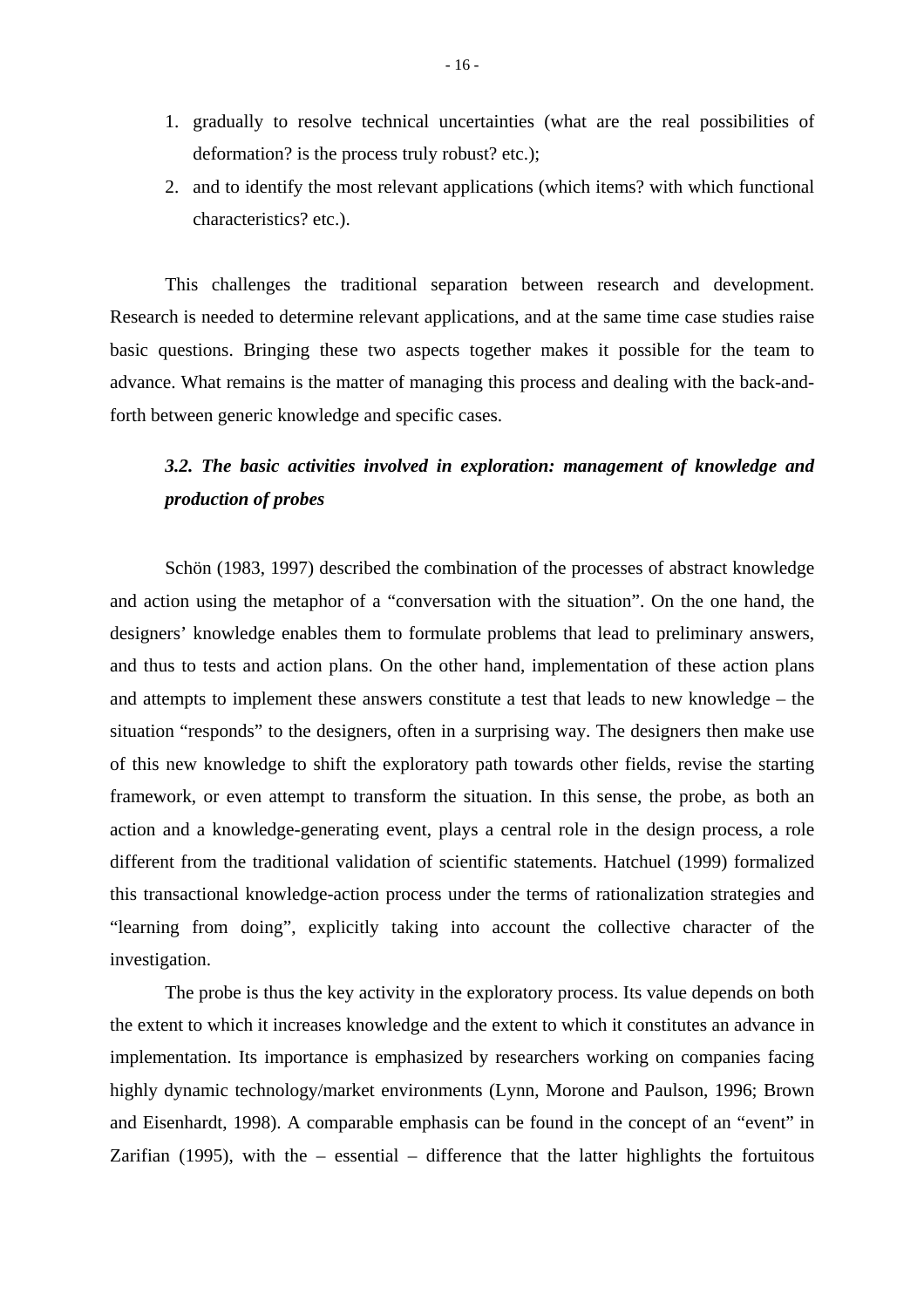1. gradually to resolve technical uncertainties (what are the real possibilities of deformation? is the process truly robust? etc.);
2. and to identify the most relevant applications (which items? with which functional characteristics? etc.).

This challenges the traditional separation between research and development. Research is needed to determine relevant applications, and at the same time case studies raise basic questions. Bringing these two aspects together makes it possible for the team to advance. What remains is the matter of managing this process and dealing with the back-and-forth between generic knowledge and specific cases.

### *3.2. The basic activities involved in exploration: management of knowledge and production of probes*

Schön (1983, 1997) described the combination of the processes of abstract knowledge and action using the metaphor of a "conversation with the situation". On the one hand, the designers' knowledge enables them to formulate problems that lead to preliminary answers, and thus to tests and action plans. On the other hand, implementation of these action plans and attempts to implement these answers constitute a test that leads to new knowledge – the situation "responds" to the designers, often in a surprising way. The designers then make use of this new knowledge to shift the exploratory path towards other fields, revise the starting framework, or even attempt to transform the situation. In this sense, the probe, as both an action and a knowledge-generating event, plays a central role in the design process, a role different from the traditional validation of scientific statements. Hatchuel (1999) formalized this transactional knowledge-action process under the terms of rationalization strategies and "learning from doing", explicitly taking into account the collective character of the investigation.

The probe is thus the key activity in the exploratory process. Its value depends on both the extent to which it increases knowledge and the extent to which it constitutes an advance in implementation. Its importance is emphasized by researchers working on companies facing highly dynamic technology/market environments (Lynn, Morone and Paulson, 1996; Brown and Eisenhardt, 1998). A comparable emphasis can be found in the concept of an "event" in Zarifian (1995), with the – essential – difference that the latter highlights the fortuitous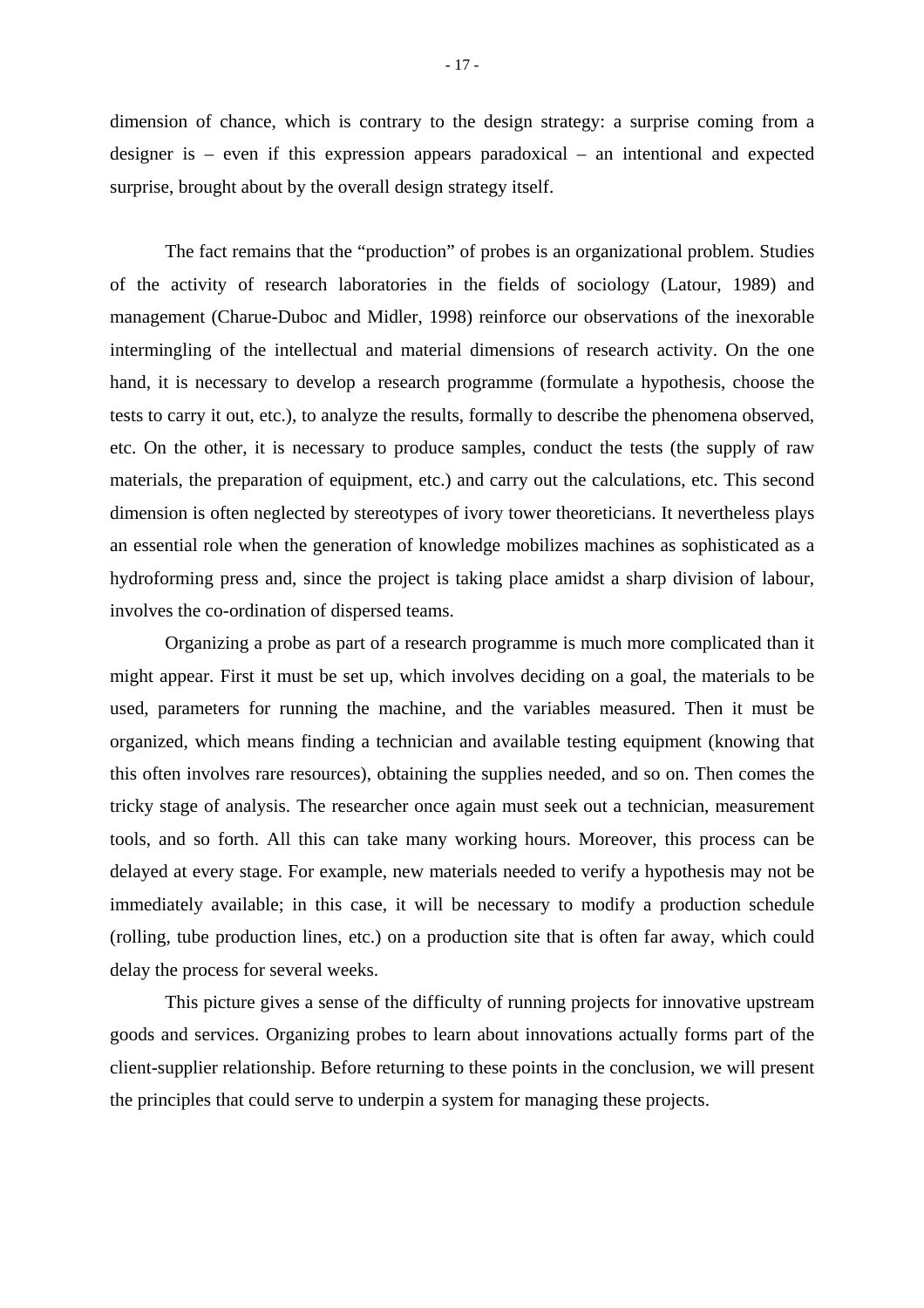dimension of chance, which is contrary to the design strategy: a surprise coming from a designer is – even if this expression appears paradoxical – an intentional and expected surprise, brought about by the overall design strategy itself.

The fact remains that the "production" of probes is an organizational problem. Studies of the activity of research laboratories in the fields of sociology (Latour, 1989) and management (Charue-Duboc and Midler, 1998) reinforce our observations of the inexorable intermingling of the intellectual and material dimensions of research activity. On the one hand, it is necessary to develop a research programme (formulate a hypothesis, choose the tests to carry it out, etc.), to analyze the results, formally to describe the phenomena observed, etc. On the other, it is necessary to produce samples, conduct the tests (the supply of raw materials, the preparation of equipment, etc.) and carry out the calculations, etc. This second dimension is often neglected by stereotypes of ivory tower theoreticians. It nevertheless plays an essential role when the generation of knowledge mobilizes machines as sophisticated as a hydroforming press and, since the project is taking place amidst a sharp division of labour, involves the co-ordination of dispersed teams.

Organizing a probe as part of a research programme is much more complicated than it might appear. First it must be set up, which involves deciding on a goal, the materials to be used, parameters for running the machine, and the variables measured. Then it must be organized, which means finding a technician and available testing equipment (knowing that this often involves rare resources), obtaining the supplies needed, and so on. Then comes the tricky stage of analysis. The researcher once again must seek out a technician, measurement tools, and so forth. All this can take many working hours. Moreover, this process can be delayed at every stage. For example, new materials needed to verify a hypothesis may not be immediately available; in this case, it will be necessary to modify a production schedule (rolling, tube production lines, etc.) on a production site that is often far away, which could delay the process for several weeks.

This picture gives a sense of the difficulty of running projects for innovative upstream goods and services. Organizing probes to learn about innovations actually forms part of the client-supplier relationship. Before returning to these points in the conclusion, we will present the principles that could serve to underpin a system for managing these projects.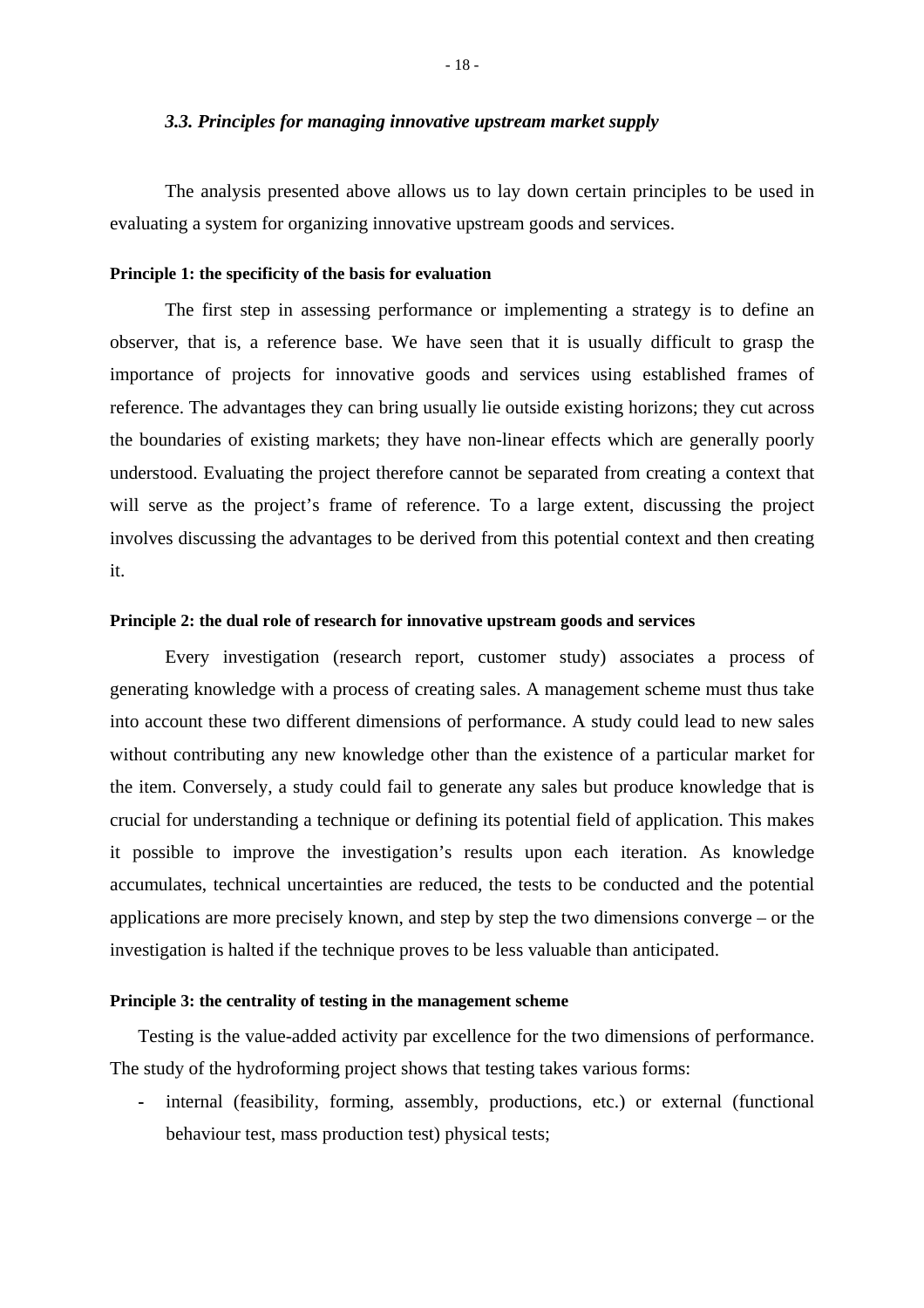### *3.3. Principles for managing innovative upstream market supply*

The analysis presented above allows us to lay down certain principles to be used in evaluating a system for organizing innovative upstream goods and services.

**Principle 1: the specificity of the basis for evaluation**

The first step in assessing performance or implementing a strategy is to define an observer, that is, a reference base. We have seen that it is usually difficult to grasp the importance of projects for innovative goods and services using established frames of reference. The advantages they can bring usually lie outside existing horizons; they cut across the boundaries of existing markets; they have non-linear effects which are generally poorly understood. Evaluating the project therefore cannot be separated from creating a context that will serve as the project's frame of reference. To a large extent, discussing the project involves discussing the advantages to be derived from this potential context and then creating it.

**Principle 2: the dual role of research for innovative upstream goods and services**

Every investigation (research report, customer study) associates a process of generating knowledge with a process of creating sales. A management scheme must thus take into account these two different dimensions of performance. A study could lead to new sales without contributing any new knowledge other than the existence of a particular market for the item. Conversely, a study could fail to generate any sales but produce knowledge that is crucial for understanding a technique or defining its potential field of application. This makes it possible to improve the investigation's results upon each iteration. As knowledge accumulates, technical uncertainties are reduced, the tests to be conducted and the potential applications are more precisely known, and step by step the two dimensions converge – or the investigation is halted if the technique proves to be less valuable than anticipated.

**Principle 3: the centrality of testing in the management scheme**

Testing is the value-added activity par excellence for the two dimensions of performance. The study of the hydroforming project shows that testing takes various forms:

- internal (feasibility, forming, assembly, productions, etc.) or external (functional behaviour test, mass production test) physical tests;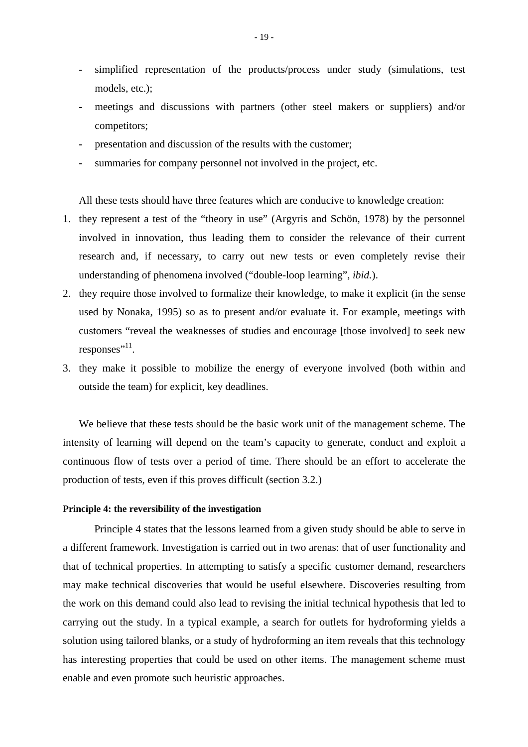- simplified representation of the products/process under study (simulations, test models, etc.);
- meetings and discussions with partners (other steel makers or suppliers) and/or competitors;
- presentation and discussion of the results with the customer;
- summaries for company personnel not involved in the project, etc.

All these tests should have three features which are conducive to knowledge creation:

1. they represent a test of the "theory in use" (Argyris and Schön, 1978) by the personnel involved in innovation, thus leading them to consider the relevance of their current research and, if necessary, to carry out new tests or even completely revise their understanding of phenomena involved ("double-loop learning", *ibid.*).
2. they require those involved to formalize their knowledge, to make it explicit (in the sense used by Nonaka, 1995) so as to present and/or evaluate it. For example, meetings with customers "reveal the weaknesses of studies and encourage [those involved] to seek new responses"[11].
3. they make it possible to mobilize the energy of everyone involved (both within and outside the team) for explicit, key deadlines.

We believe that these tests should be the basic work unit of the management scheme. The intensity of learning will depend on the team's capacity to generate, conduct and exploit a continuous flow of tests over a period of time. There should be an effort to accelerate the production of tests, even if this proves difficult (section 3.2.)

**Principle 4: the reversibility of the investigation**

Principle 4 states that the lessons learned from a given study should be able to serve in a different framework. Investigation is carried out in two arenas: that of user functionality and that of technical properties. In attempting to satisfy a specific customer demand, researchers may make technical discoveries that would be useful elsewhere. Discoveries resulting from the work on this demand could also lead to revising the initial technical hypothesis that led to carrying out the study. In a typical example, a search for outlets for hydroforming yields a solution using tailored blanks, or a study of hydroforming an item reveals that this technology has interesting properties that could be used on other items. The management scheme must enable and even promote such heuristic approaches.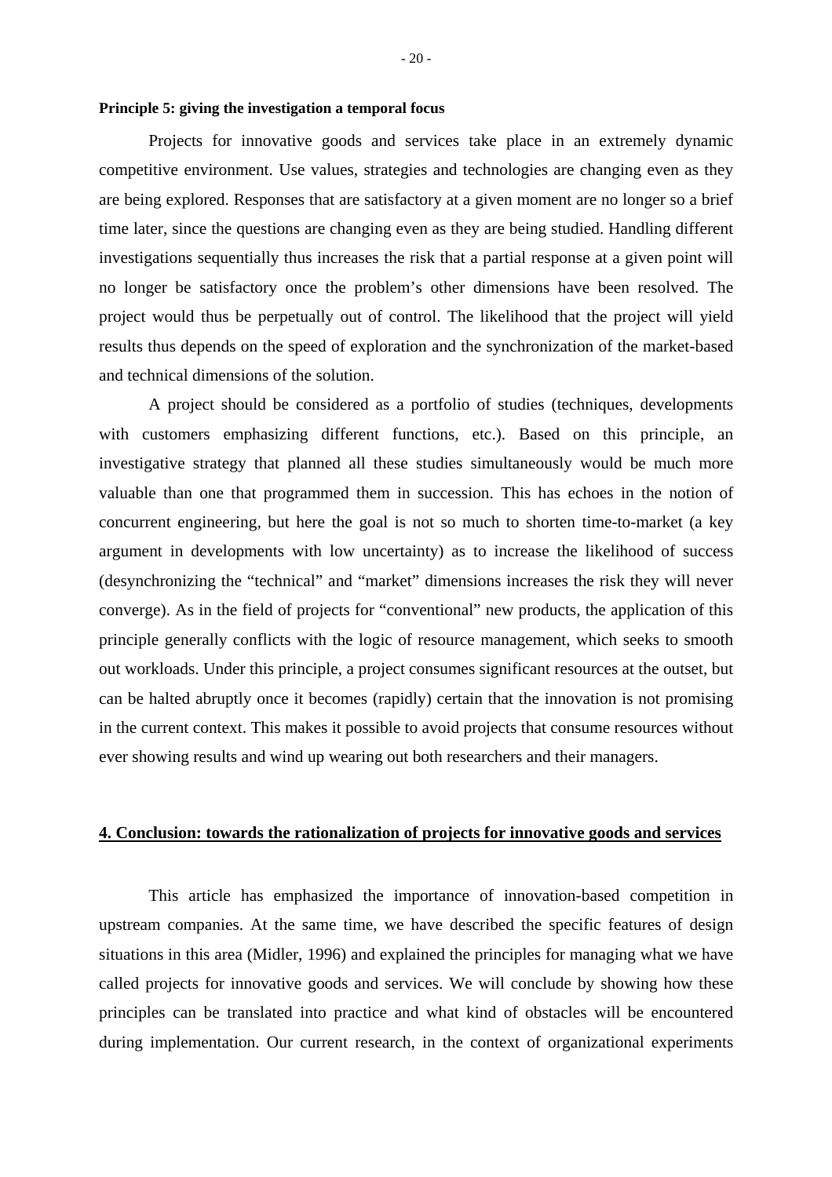**Principle 5: giving the investigation a temporal focus**

Projects for innovative goods and services take place in an extremely dynamic competitive environment. Use values, strategies and technologies are changing even as they are being explored. Responses that are satisfactory at a given moment are no longer so a brief time later, since the questions are changing even as they are being studied. Handling different investigations sequentially thus increases the risk that a partial response at a given point will no longer be satisfactory once the problem's other dimensions have been resolved. The project would thus be perpetually out of control. The likelihood that the project will yield results thus depends on the speed of exploration and the synchronization of the market-based and technical dimensions of the solution.

A project should be considered as a portfolio of studies (techniques, developments with customers emphasizing different functions, etc.). Based on this principle, an investigative strategy that planned all these studies simultaneously would be much more valuable than one that programmed them in succession. This has echoes in the notion of concurrent engineering, but here the goal is not so much to shorten time-to-market (a key argument in developments with low uncertainty) as to increase the likelihood of success (desynchronizing the "technical" and "market" dimensions increases the risk they will never converge). As in the field of projects for "conventional" new products, the application of this principle generally conflicts with the logic of resource management, which seeks to smooth out workloads. Under this principle, a project consumes significant resources at the outset, but can be halted abruptly once it becomes (rapidly) certain that the innovation is not promising in the current context. This makes it possible to avoid projects that consume resources without ever showing results and wind up wearing out both researchers and their managers.

## 4. Conclusion: towards the rationalization of projects for innovative goods and services

This article has emphasized the importance of innovation-based competition in upstream companies. At the same time, we have described the specific features of design situations in this area (Midler, 1996) and explained the principles for managing what we have called projects for innovative goods and services. We will conclude by showing how these principles can be translated into practice and what kind of obstacles will be encountered during implementation. Our current research, in the context of organizational experiments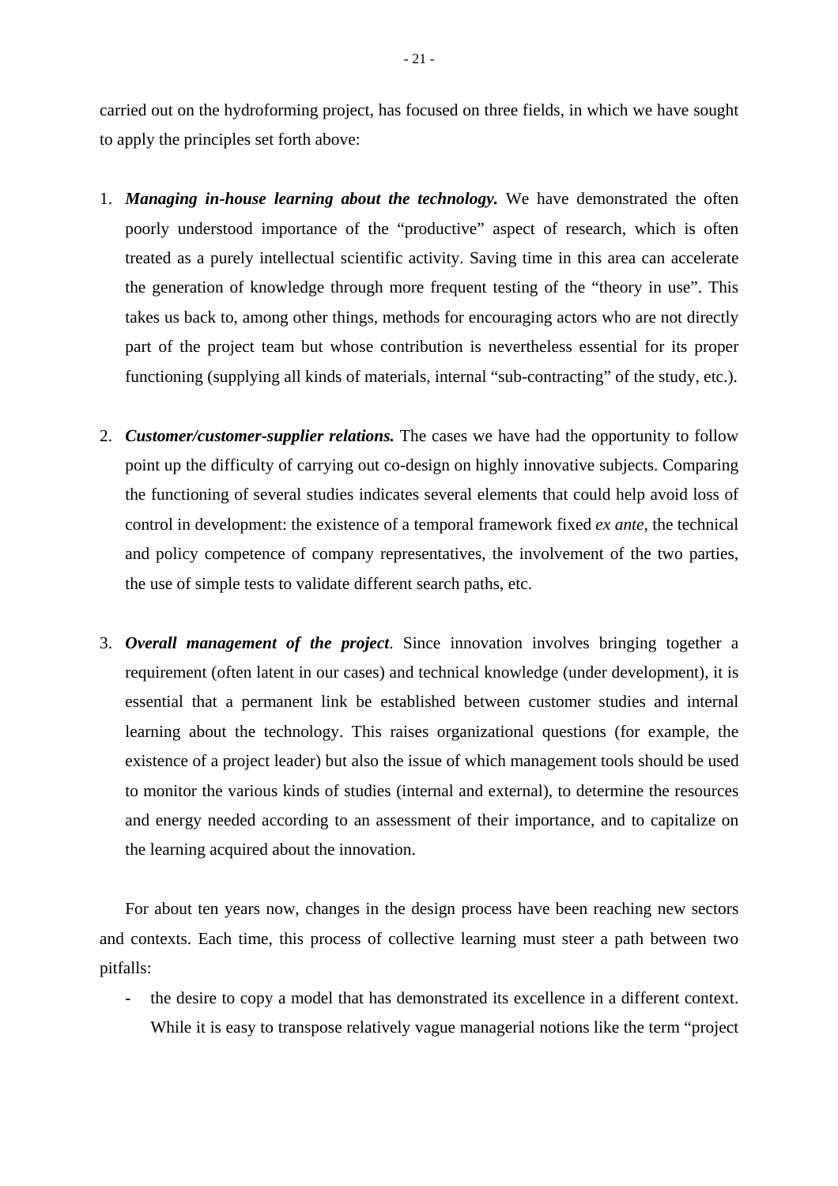carried out on the hydroforming project, has focused on three fields, in which we have sought to apply the principles set forth above:

1. ***Managing in-house learning about the technology.*** We have demonstrated the often poorly understood importance of the "productive" aspect of research, which is often treated as a purely intellectual scientific activity. Saving time in this area can accelerate the generation of knowledge through more frequent testing of the "theory in use". This takes us back to, among other things, methods for encouraging actors who are not directly part of the project team but whose contribution is nevertheless essential for its proper functioning (supplying all kinds of materials, internal "sub-contracting" of the study, etc.).

2. ***Customer/customer-supplier relations.*** The cases we have had the opportunity to follow point up the difficulty of carrying out co-design on highly innovative subjects. Comparing the functioning of several studies indicates several elements that could help avoid loss of control in development: the existence of a temporal framework fixed *ex ante*, the technical and policy competence of company representatives, the involvement of the two parties, the use of simple tests to validate different search paths, etc.

3. ***Overall management of the project***. Since innovation involves bringing together a requirement (often latent in our cases) and technical knowledge (under development), it is essential that a permanent link be established between customer studies and internal learning about the technology. This raises organizational questions (for example, the existence of a project leader) but also the issue of which management tools should be used to monitor the various kinds of studies (internal and external), to determine the resources and energy needed according to an assessment of their importance, and to capitalize on the learning acquired about the innovation.

For about ten years now, changes in the design process have been reaching new sectors and contexts. Each time, this process of collective learning must steer a path between two pitfalls:

- the desire to copy a model that has demonstrated its excellence in a different context. While it is easy to transpose relatively vague managerial notions like the term "project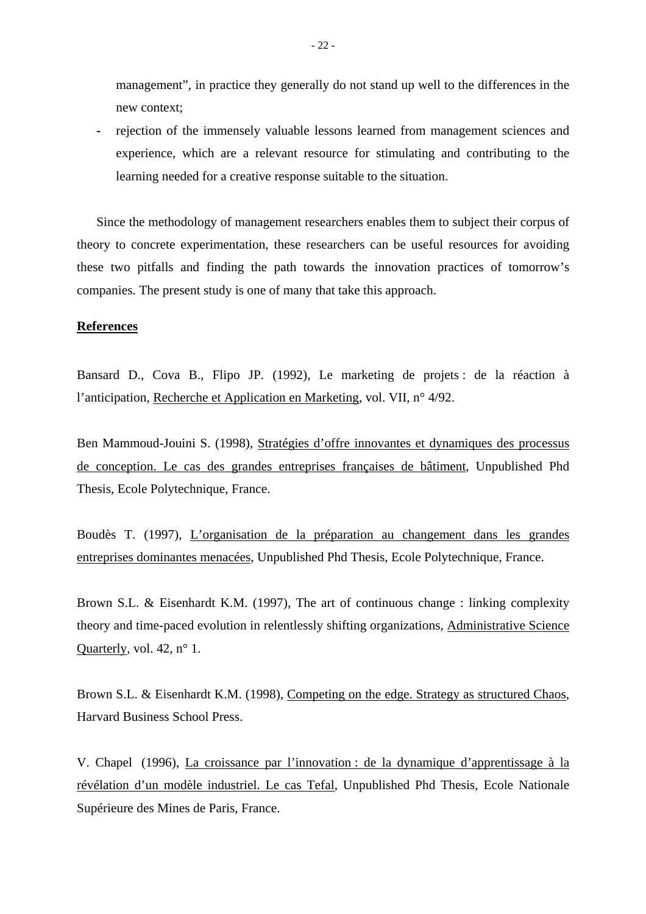management", in practice they generally do not stand up well to the differences in the new context;

- rejection of the immensely valuable lessons learned from management sciences and experience, which are a relevant resource for stimulating and contributing to the learning needed for a creative response suitable to the situation.

Since the methodology of management researchers enables them to subject their corpus of theory to concrete experimentation, these researchers can be useful resources for avoiding these two pitfalls and finding the path towards the innovation practices of tomorrow's companies. The present study is one of many that take this approach.

## References

Bansard D., Cova B., Flipo JP. (1992), Le marketing de projets : de la réaction à l'anticipation, Recherche et Application en Marketing, vol. VII, n° 4/92.

Ben Mammoud-Jouini S. (1998), Stratégies d'offre innovantes et dynamiques des processus de conception. Le cas des grandes entreprises françaises de bâtiment, Unpublished Phd Thesis, Ecole Polytechnique, France.

Boudès T. (1997), L'organisation de la préparation au changement dans les grandes entreprises dominantes menacées, Unpublished Phd Thesis, Ecole Polytechnique, France.

Brown S.L. & Eisenhardt K.M. (1997), The art of continuous change : linking complexity theory and time-paced evolution in relentlessly shifting organizations, Administrative Science Quarterly, vol. 42, n° 1.

Brown S.L. & Eisenhardt K.M. (1998), Competing on the edge. Strategy as structured Chaos, Harvard Business School Press.

V. Chapel (1996), La croissance par l'innovation : de la dynamique d'apprentissage à la révélation d'un modèle industriel. Le cas Tefal, Unpublished Phd Thesis, Ecole Nationale Supérieure des Mines de Paris, France.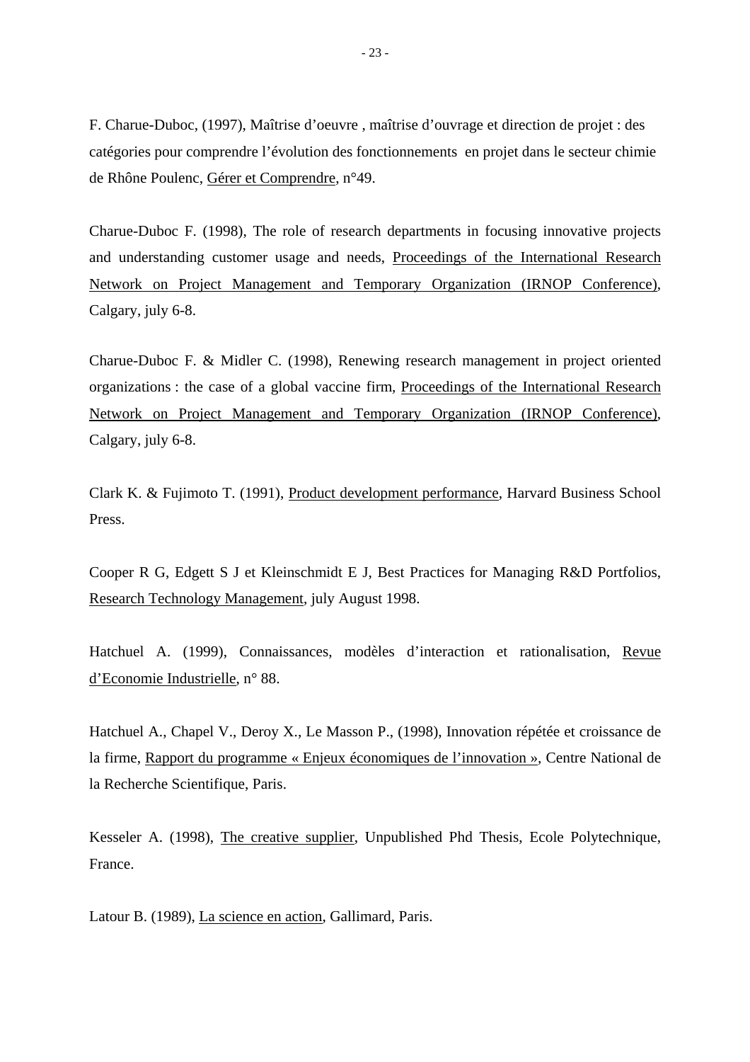F. Charue-Duboc, (1997), Maîtrise d'oeuvre , maîtrise d'ouvrage et direction de projet : des catégories pour comprendre l'évolution des fonctionnements en projet dans le secteur chimie de Rhône Poulenc, Gérer et Comprendre, n°49.

Charue-Duboc F. (1998), The role of research departments in focusing innovative projects and understanding customer usage and needs, Proceedings of the International Research Network on Project Management and Temporary Organization (IRNOP Conference), Calgary, july 6-8.

Charue-Duboc F. & Midler C. (1998), Renewing research management in project oriented organizations : the case of a global vaccine firm, Proceedings of the International Research Network on Project Management and Temporary Organization (IRNOP Conference), Calgary, july 6-8.

Clark K. & Fujimoto T. (1991), Product development performance, Harvard Business School Press.

Cooper R G, Edgett S J et Kleinschmidt E J, Best Practices for Managing R&D Portfolios, Research Technology Management, july August 1998.

Hatchuel A. (1999), Connaissances, modèles d'interaction et rationalisation, Revue d'Economie Industrielle, n° 88.

Hatchuel A., Chapel V., Deroy X., Le Masson P., (1998), Innovation répétée et croissance de la firme, Rapport du programme « Enjeux économiques de l'innovation », Centre National de la Recherche Scientifique, Paris.

Kesseler A. (1998), The creative supplier, Unpublished Phd Thesis, Ecole Polytechnique, France.

Latour B. (1989), La science en action, Gallimard, Paris.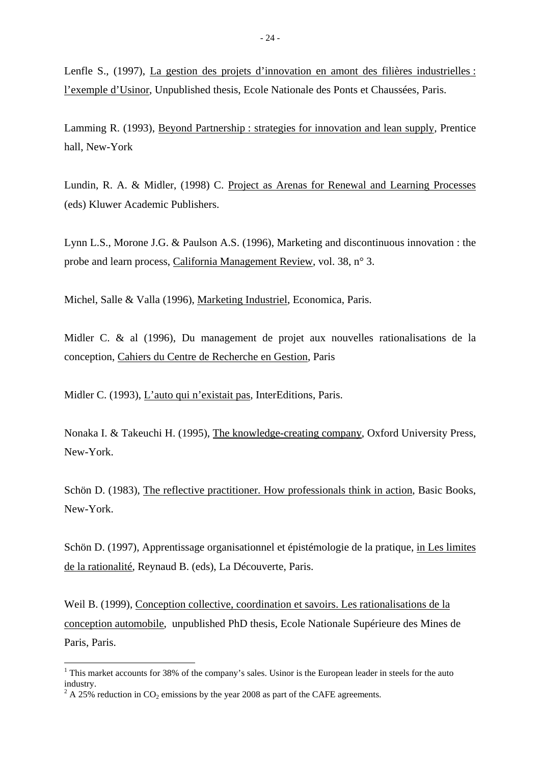Lenfle S., (1997), La gestion des projets d'innovation en amont des filières industrielles : l'exemple d'Usinor, Unpublished thesis, Ecole Nationale des Ponts et Chaussées, Paris.

Lamming R. (1993), Beyond Partnership : strategies for innovation and lean supply, Prentice hall, New-York

Lundin, R. A. & Midler, (1998) C. Project as Arenas for Renewal and Learning Processes (eds) Kluwer Academic Publishers.

Lynn L.S., Morone J.G. & Paulson A.S. (1996), Marketing and discontinuous innovation : the probe and learn process, California Management Review, vol. 38, n° 3.

Michel, Salle & Valla (1996), Marketing Industriel, Economica, Paris.

Midler C. & al (1996), Du management de projet aux nouvelles rationalisations de la conception, Cahiers du Centre de Recherche en Gestion, Paris

Midler C. (1993), L'auto qui n'existait pas, InterEditions, Paris.

Nonaka I. & Takeuchi H. (1995), The knowledge-creating company, Oxford University Press, New-York.

Schön D. (1983), The reflective practitioner. How professionals think in action, Basic Books, New-York.

Schön D. (1997), Apprentissage organisationnel et épistémologie de la pratique, in Les limites de la rationalité, Reynaud B. (eds), La Découverte, Paris.

Weil B. (1999), Conception collective, coordination et savoirs. Les rationalisations de la conception automobile, unpublished PhD thesis, Ecole Nationale Supérieure des Mines de Paris, Paris.

---

[1] This market accounts for 38% of the company's sales. Usinor is the European leader in steels for the auto industry.

[2] A 25% reduction in $CO_2$ emissions by the year 2008 as part of the CAFE agreements.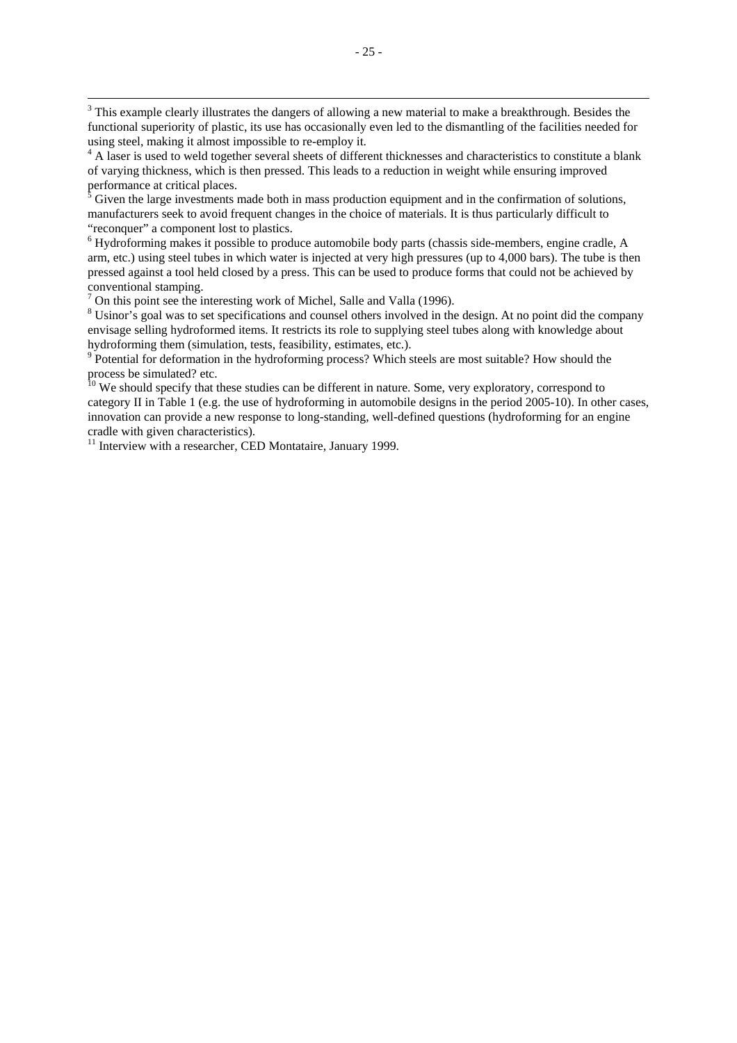[3] This example clearly illustrates the dangers of allowing a new material to make a breakthrough. Besides the functional superiority of plastic, its use has occasionally even led to the dismantling of the facilities needed for using steel, making it almost impossible to re-employ it.

[4] A laser is used to weld together several sheets of different thicknesses and characteristics to constitute a blank of varying thickness, which is then pressed. This leads to a reduction in weight while ensuring improved performance at critical places.

[5] Given the large investments made both in mass production equipment and in the confirmation of solutions, manufacturers seek to avoid frequent changes in the choice of materials. It is thus particularly difficult to "reconquer" a component lost to plastics.

[6] Hydroforming makes it possible to produce automobile body parts (chassis side-members, engine cradle, A arm, etc.) using steel tubes in which water is injected at very high pressures (up to 4,000 bars). The tube is then pressed against a tool held closed by a press. This can be used to produce forms that could not be achieved by conventional stamping.

[7] On this point see the interesting work of Michel, Salle and Valla (1996).

[8] Usinor's goal was to set specifications and counsel others involved in the design. At no point did the company envisage selling hydroformed items. It restricts its role to supplying steel tubes along with knowledge about hydroforming them (simulation, tests, feasibility, estimates, etc.).

[9] Potential for deformation in the hydroforming process? Which steels are most suitable? How should the process be simulated? etc.

[10] We should specify that these studies can be different in nature. Some, very exploratory, correspond to category II in Table 1 (e.g. the use of hydroforming in automobile designs in the period 2005-10). In other cases, innovation can provide a new response to long-standing, well-defined questions (hydroforming for an engine cradle with given characteristics).

[11] Interview with a researcher, CED Montataire, January 1999.